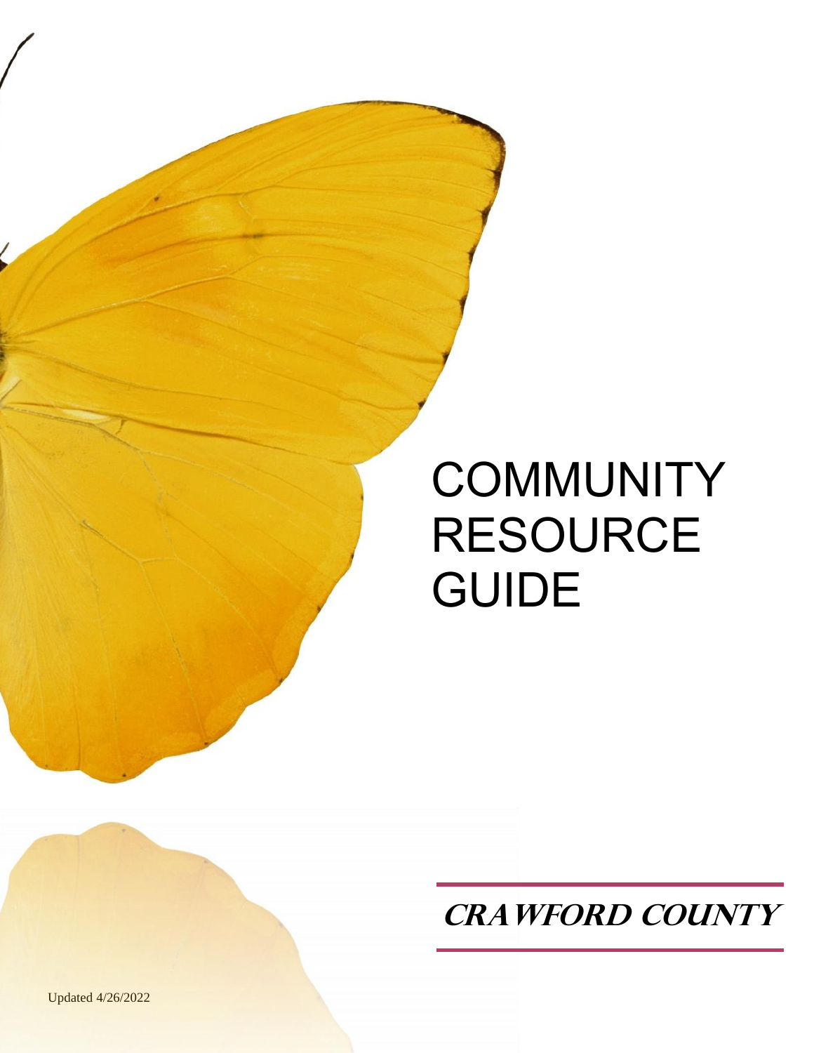# COMMUNITY RESOURCE GUIDE

## *CRAWFORD COUNTY*

Updated 4/26/2022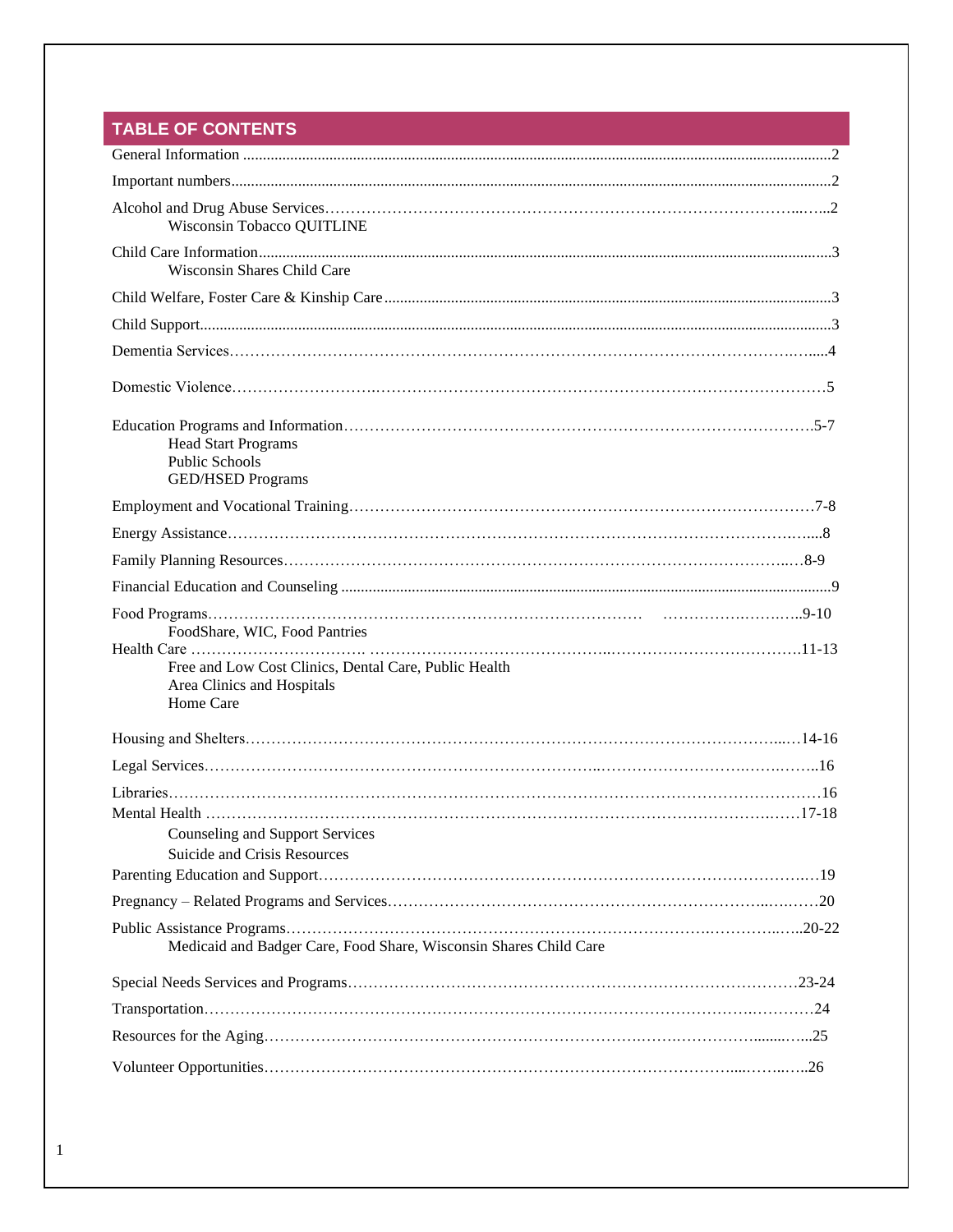## TABLE OF CONTENTS

General Information ....................................................2

Important numbers....................................................2

Alcohol and Drug Abuse Services....................................................2
- Wisconsin Tobacco QUITLINE

Child Care Information....................................................3
- Wisconsin Shares Child Care

Child Welfare, Foster Care & Kinship Care....................................................3

Child Support....................................................3

Dementia Services....................................................4

Domestic Violence....................................................5

Education Programs and Information....................................................5-7
- Head Start Programs
- Public Schools
- GED/HSED Programs

Employment and Vocational Training....................................................7-8

Energy Assistance....................................................8

Family Planning Resources....................................................8-9

Financial Education and Counseling ....................................................9

Food Programs....................................................9-10
- FoodShare, WIC, Food Pantries

Health Care ....................................................11-13
- Free and Low Cost Clinics, Dental Care, Public Health
- Area Clinics and Hospitals
- Home Care

Housing and Shelters....................................................14-16

Legal Services....................................................16

Libraries....................................................16

Mental Health ....................................................17-18
- Counseling and Support Services
- Suicide and Crisis Resources

Parenting Education and Support....................................................19

Pregnancy – Related Programs and Services....................................................20

Public Assistance Programs....................................................20-22
- Medicaid and Badger Care, Food Share, Wisconsin Shares Child Care

Special Needs Services and Programs....................................................23-24

Transportation....................................................24

Resources for the Aging....................................................25

Volunteer Opportunities....................................................26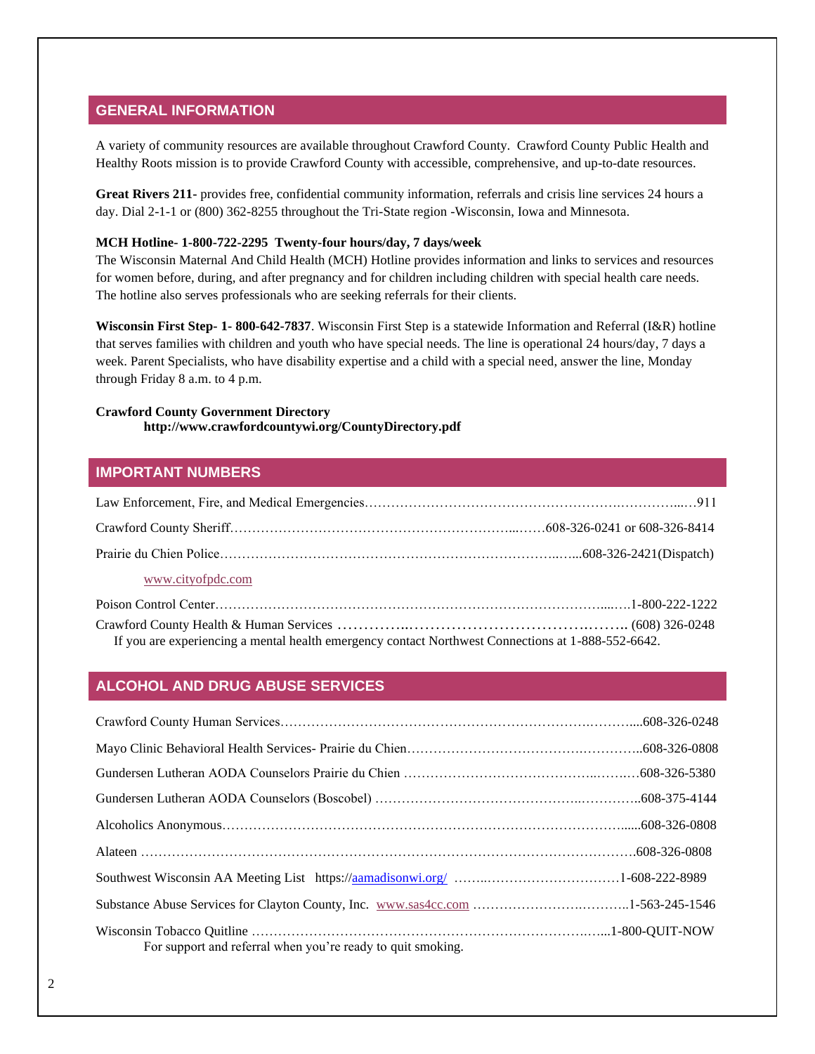## GENERAL INFORMATION

A variety of community resources are available throughout Crawford County. Crawford County Public Health and Healthy Roots mission is to provide Crawford County with accessible, comprehensive, and up-to-date resources.

**Great Rivers 211-** provides free, confidential community information, referrals and crisis line services 24 hours a day. Dial 2-1-1 or (800) 362-8255 throughout the Tri-State region -Wisconsin, Iowa and Minnesota.

**MCH Hotline- 1-800-722-2295 Twenty-four hours/day, 7 days/week**
The Wisconsin Maternal And Child Health (MCH) Hotline provides information and links to services and resources for women before, during, and after pregnancy and for children including children with special health care needs. The hotline also serves professionals who are seeking referrals for their clients.

**Wisconsin First Step- 1- 800-642-7837**. Wisconsin First Step is a statewide Information and Referral (I&R) hotline that serves families with children and youth who have special needs. The line is operational 24 hours/day, 7 days a week. Parent Specialists, who have disability expertise and a child with a special need, answer the line, Monday through Friday 8 a.m. to 4 p.m.

**Crawford County Government Directory**
**http://www.crawfordcountywi.org/CountyDirectory.pdf**

## IMPORTANT NUMBERS

Law Enforcement, Fire, and Medical Emergencies……………………………………………………………………911

Crawford County Sheriff……………………………………………………………608-326-0241 or 608-326-8414

Prairie du Chien Police……………………………………………………………………608-326-2421(Dispatch)

www.cityofpdc.com

Poison Control Center……………………………………………………………………………1-800-222-1222

Crawford County Health & Human Services ……………………………………………………… (608) 326-0248
If you are experiencing a mental health emergency contact Northwest Connections at 1-888-552-6642.

## ALCOHOL AND DRUG ABUSE SERVICES

Crawford County Human Services……………………………………………………………………608-326-0248

Mayo Clinic Behavioral Health Services- Prairie du Chien………………………………………………608-326-0808

Gundersen Lutheran AODA Counselors Prairie du Chien ……………………………………………608-326-5380

Gundersen Lutheran AODA Counselors (Boscobel) ……………………………………………………608-375-4144

Alcoholics Anonymous……………………………………………………………………………………608-326-0808

Alateen ………………………………………………………………………………………………………608-326-0808

Southwest Wisconsin AA Meeting List https://aamadisonwi.org/ ……………………………………1-608-222-8989

Substance Abuse Services for Clayton County, Inc. www.sas4cc.com ……………………………………1-563-245-1546

Wisconsin Tobacco Quitline ……………………………………………………………………………1-800-QUIT-NOW
For support and referral when you're ready to quit smoking.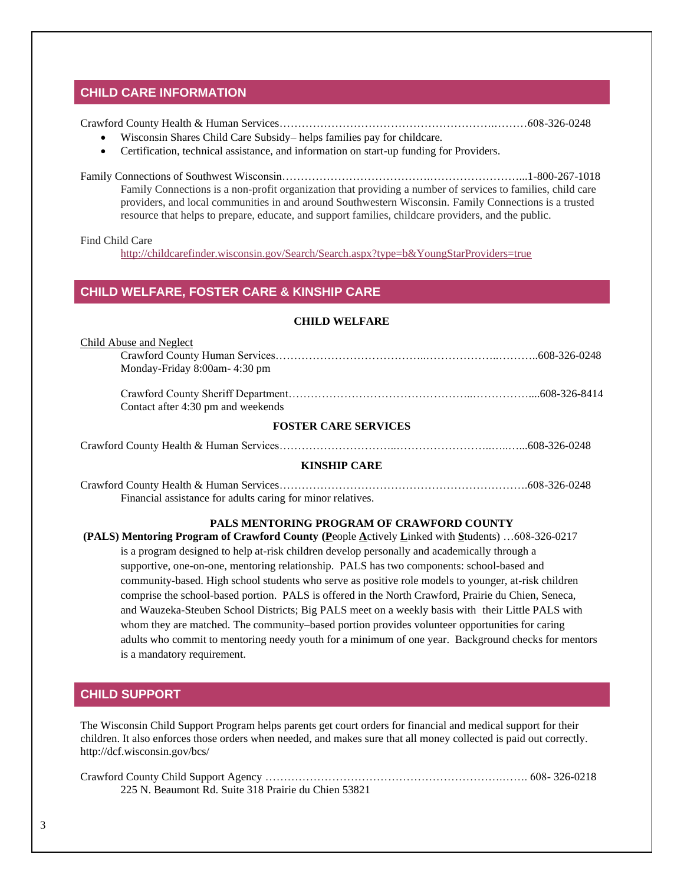## CHILD CARE INFORMATION

Crawford County Health & Human Services……………………………………………….………608-326-0248

- Wisconsin Shares Child Care Subsidy– helps families pay for childcare.
- Certification, technical assistance, and information on start-up funding for Providers.

Family Connections of Southwest Wisconsin……………………………….……………………...1-800-267-1018

Family Connections is a non-profit organization that providing a number of services to families, child care providers, and local communities in and around Southwestern Wisconsin. Family Connections is a trusted resource that helps to prepare, educate, and support families, childcare providers, and the public.

Find Child Care

http://childcarefinder.wisconsin.gov/Search/Search.aspx?type=b&YoungStarProviders=true

## CHILD WELFARE, FOSTER CARE & KINSHIP CARE

### CHILD WELFARE

Child Abuse and Neglect

Crawford County Human Services………………………………...………………..………..608-326-0248
Monday-Friday 8:00am- 4:30 pm

Crawford County Sheriff Department…………………………………………..…………….....608-326-8414
Contact after 4:30 pm and weekends

### FOSTER CARE SERVICES

Crawford County Health & Human Services…………………………..……………………..…..…...608-326-0248

### KINSHIP CARE

Crawford County Health & Human Services………………………………………………………….608-326-0248
Financial assistance for adults caring for minor relatives.

### PALS MENTORING PROGRAM OF CRAWFORD COUNTY

**(PALS) Mentoring Program of Crawford County (People Actively Linked with Students)** …608-326-0217 is a program designed to help at-risk children develop personally and academically through a supportive, one-on-one, mentoring relationship. PALS has two components: school-based and community-based. High school students who serve as positive role models to younger, at-risk children comprise the school-based portion. PALS is offered in the North Crawford, Prairie du Chien, Seneca, and Wauzeka-Steuben School Districts; Big PALS meet on a weekly basis with their Little PALS with whom they are matched. The community–based portion provides volunteer opportunities for caring adults who commit to mentoring needy youth for a minimum of one year. Background checks for mentors is a mandatory requirement.

## CHILD SUPPORT

The Wisconsin Child Support Program helps parents get court orders for financial and medical support for their children. It also enforces those orders when needed, and makes sure that all money collected is paid out correctly. http://dcf.wisconsin.gov/bcs/

Crawford County Child Support Agency ……………………………………………………….……. 608- 326-0218
225 N. Beaumont Rd. Suite 318 Prairie du Chien 53821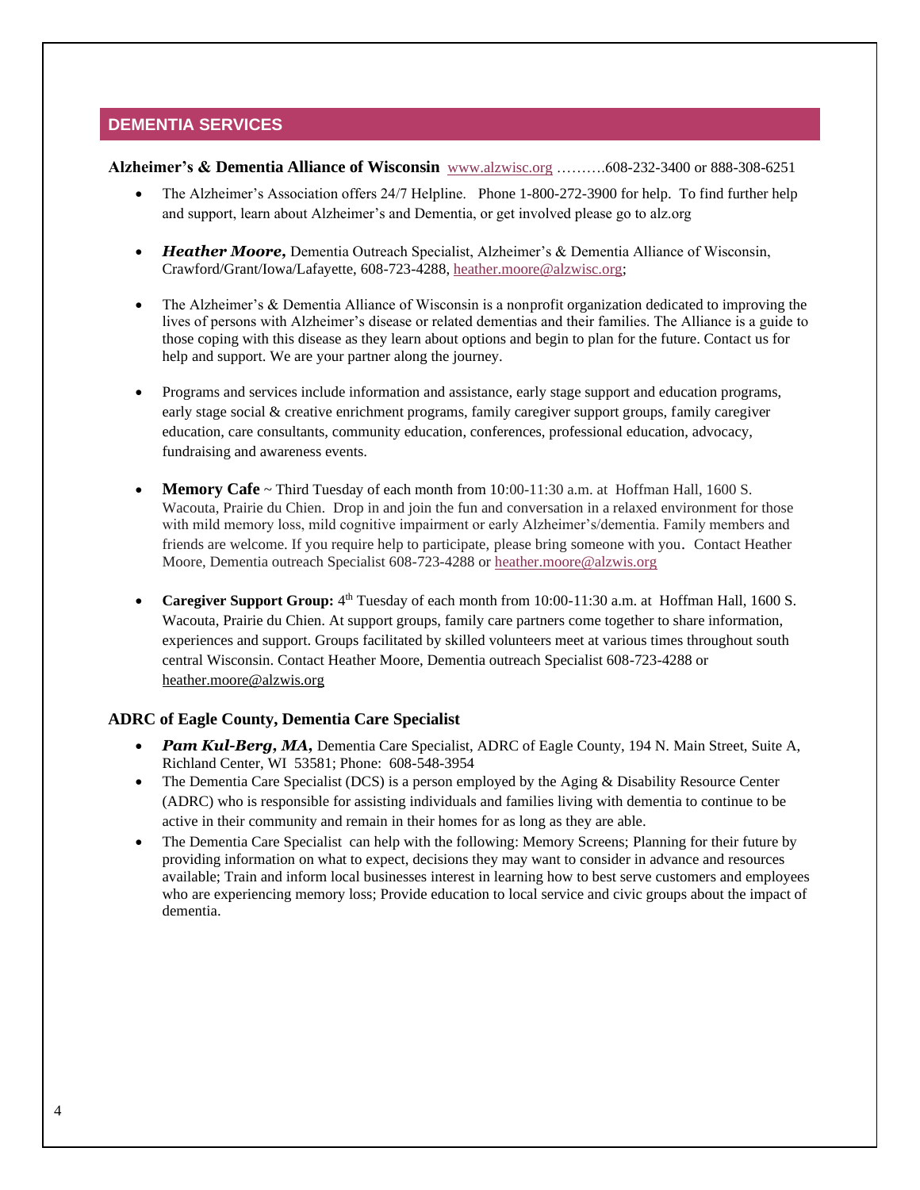## DEMENTIA SERVICES

**Alzheimer's & Dementia Alliance of Wisconsin** www.alzwisc.org ……….608-232-3400 or 888-308-6251

- The Alzheimer's Association offers 24/7 Helpline. Phone 1-800-272-3900 for help. To find further help and support, learn about Alzheimer's and Dementia, or get involved please go to alz.org

- ***Heather Moore***, Dementia Outreach Specialist, Alzheimer's & Dementia Alliance of Wisconsin, Crawford/Grant/Iowa/Lafayette, 608-723-4288, heather.moore@alzwisc.org;

- The Alzheimer's & Dementia Alliance of Wisconsin is a nonprofit organization dedicated to improving the lives of persons with Alzheimer's disease or related dementias and their families. The Alliance is a guide to those coping with this disease as they learn about options and begin to plan for the future. Contact us for help and support. We are your partner along the journey.

- Programs and services include information and assistance, early stage support and education programs, early stage social & creative enrichment programs, family caregiver support groups, family caregiver education, care consultants, community education, conferences, professional education, advocacy, fundraising and awareness events.

- **Memory Cafe** ~ Third Tuesday of each month from 10:00-11:30 a.m. at Hoffman Hall, 1600 S. Wacouta, Prairie du Chien. Drop in and join the fun and conversation in a relaxed environment for those with mild memory loss, mild cognitive impairment or early Alzheimer's/dementia. Family members and friends are welcome. If you require help to participate, please bring someone with you. Contact Heather Moore, Dementia outreach Specialist 608-723-4288 or heather.moore@alzwis.org

- **Caregiver Support Group:** 4th Tuesday of each month from 10:00-11:30 a.m. at Hoffman Hall, 1600 S. Wacouta, Prairie du Chien. At support groups, family care partners come together to share information, experiences and support. Groups facilitated by skilled volunteers meet at various times throughout south central Wisconsin. Contact Heather Moore, Dementia outreach Specialist 608-723-4288 or heather.moore@alzwis.org

**ADRC of Eagle County, Dementia Care Specialist**

- ***Pam Kul-Berg, MA,*** Dementia Care Specialist, ADRC of Eagle County, 194 N. Main Street, Suite A, Richland Center, WI 53581; Phone: 608-548-3954
- The Dementia Care Specialist (DCS) is a person employed by the Aging & Disability Resource Center (ADRC) who is responsible for assisting individuals and families living with dementia to continue to be active in their community and remain in their homes for as long as they are able.
- The Dementia Care Specialist can help with the following: Memory Screens; Planning for their future by providing information on what to expect, decisions they may want to consider in advance and resources available; Train and inform local businesses interest in learning how to best serve customers and employees who are experiencing memory loss; Provide education to local service and civic groups about the impact of dementia.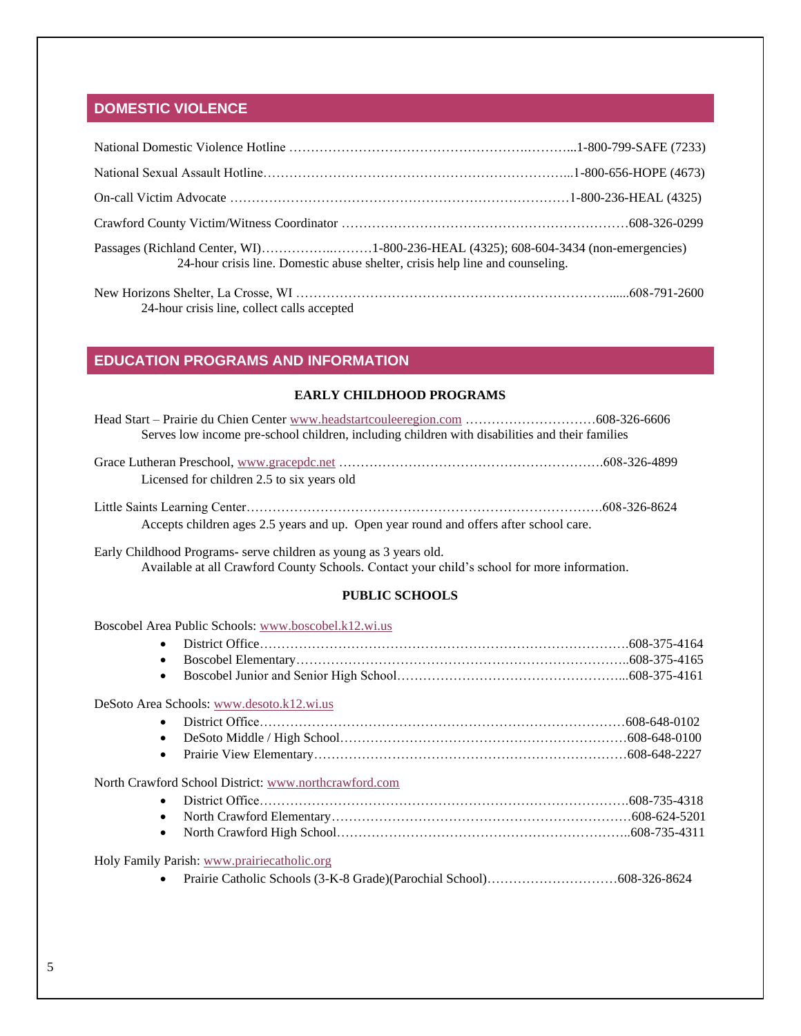## DOMESTIC VIOLENCE

National Domestic Violence Hotline ……………………………………………….………...1-800-799-SAFE (7233)

National Sexual Assault Hotline………………………………………………………………...1-800-656-HOPE (4673)

On-call Victim Advocate ……………………………………………………………………1-800-236-HEAL (4325)

Crawford County Victim/Witness Coordinator …………………………………………………………608-326-0299

Passages (Richland Center, WI)……………..………1-800-236-HEAL (4325); 608-604-3434 (non-emergencies)
24-hour crisis line. Domestic abuse shelter, crisis help line and counseling.

New Horizons Shelter, La Crosse, WI ……………………………………………………………......608-791-2600
24-hour crisis line, collect calls accepted

## EDUCATION PROGRAMS AND INFORMATION

### EARLY CHILDHOOD PROGRAMS

Head Start – Prairie du Chien Center www.headstartcouleeregion.com …………………………608-326-6606
Serves low income pre-school children, including children with disabilities and their families

Grace Lutheran Preschool, www.gracepdc.net …………………………………………………….608-326-4899
Licensed for children 2.5 to six years old

Little Saints Learning Center……………………………………………………………………….608-326-8624
Accepts children ages 2.5 years and up. Open year round and offers after school care.

Early Childhood Programs- serve children as young as 3 years old.
Available at all Crawford County Schools. Contact your child's school for more information.

### PUBLIC SCHOOLS

Boscobel Area Public Schools: www.boscobel.k12.wi.us

- District Office…………………………………………………………………………….608-375-4164
- Boscobel Elementary……………………………………………………………………..608-375-4165
- Boscobel Junior and Senior High School……………………………………………...608-375-4161

DeSoto Area Schools: www.desoto.k12.wi.us

- District Office……………………………………………………………………………608-648-0102
- DeSoto Middle / High School…………………………………………………………608-648-0100
- Prairie View Elementary………………………………………………………………608-648-2227

North Crawford School District: www.northcrawford.com

- District Office…………………………………………………………………………….608-735-4318
- North Crawford Elementary……………………………………………………………608-624-5201
- North Crawford High School…………………………………………………………..608-735-4311

Holy Family Parish: www.prairiecatholic.org

- Prairie Catholic Schools (3-K-8 Grade)(Parochial School)…………………………608-326-8624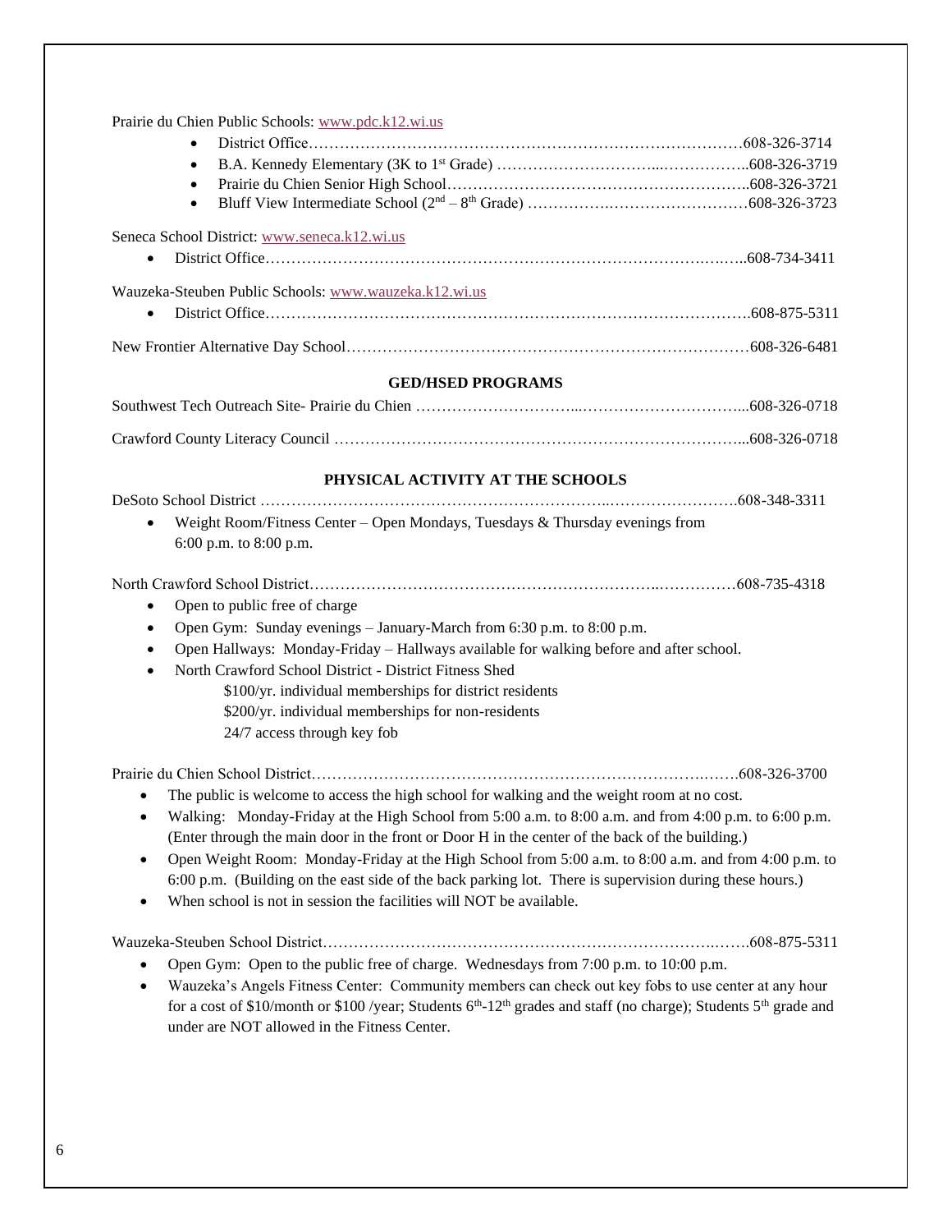Prairie du Chien Public Schools: www.pdc.k12.wi.us

- District Office…………………………………………………………………………608-326-3714
- B.A. Kennedy Elementary (3K to 1st Grade) ……………………………...……………..608-326-3719
- Prairie du Chien Senior High School……………………………………………………..608-326-3721
- Bluff View Intermediate School (2nd – 8th Grade) ………………….……………………608-326-3723

Seneca School District: www.seneca.k12.wi.us

- District Office……………………………………………………………………….….…..608-734-3411

Wauzeka-Steuben Public Schools: www.wauzeka.k12.wi.us

- District Office……………………………………………………………………………….608-875-5311

New Frontier Alternative Day School……………………………………………………………………608-326-6481

### GED/HSED PROGRAMS

Southwest Tech Outreach Site- Prairie du Chien …………………………...…………………………...608-326-0718

Crawford County Literacy Council ………………………………………………………………….....608-326-0718

### PHYSICAL ACTIVITY AT THE SCHOOLS

DeSoto School District ………………………………………………………..…………………….608-348-3311

- Weight Room/Fitness Center – Open Mondays, Tuesdays & Thursday evenings from 6:00 p.m. to 8:00 p.m.

North Crawford School District…………………………………………………………..……………608-735-4318

- Open to public free of charge
- Open Gym: Sunday evenings – January-March from 6:30 p.m. to 8:00 p.m.
- Open Hallways: Monday-Friday – Hallways available for walking before and after school.
- North Crawford School District - District Fitness Shed
  - $100/yr. individual memberships for district residents
  - $200/yr. individual memberships for non-residents
  - 24/7 access through key fob

Prairie du Chien School District………………………………………………………………….…….608-326-3700

- The public is welcome to access the high school for walking and the weight room at no cost.
- Walking: Monday-Friday at the High School from 5:00 a.m. to 8:00 a.m. and from 4:00 p.m. to 6:00 p.m. (Enter through the main door in the front or Door H in the center of the back of the building.)
- Open Weight Room: Monday-Friday at the High School from 5:00 a.m. to 8:00 a.m. and from 4:00 p.m. to 6:00 p.m. (Building on the east side of the back parking lot. There is supervision during these hours.)
- When school is not in session the facilities will NOT be available.

Wauzeka-Steuben School District………………………………………………………………….…….608-875-5311

- Open Gym: Open to the public free of charge. Wednesdays from 7:00 p.m. to 10:00 p.m.
- Wauzeka's Angels Fitness Center: Community members can check out key fobs to use center at any hour for a cost of $10/month or $100 /year; Students 6th-12th grades and staff (no charge); Students 5th grade and under are NOT allowed in the Fitness Center.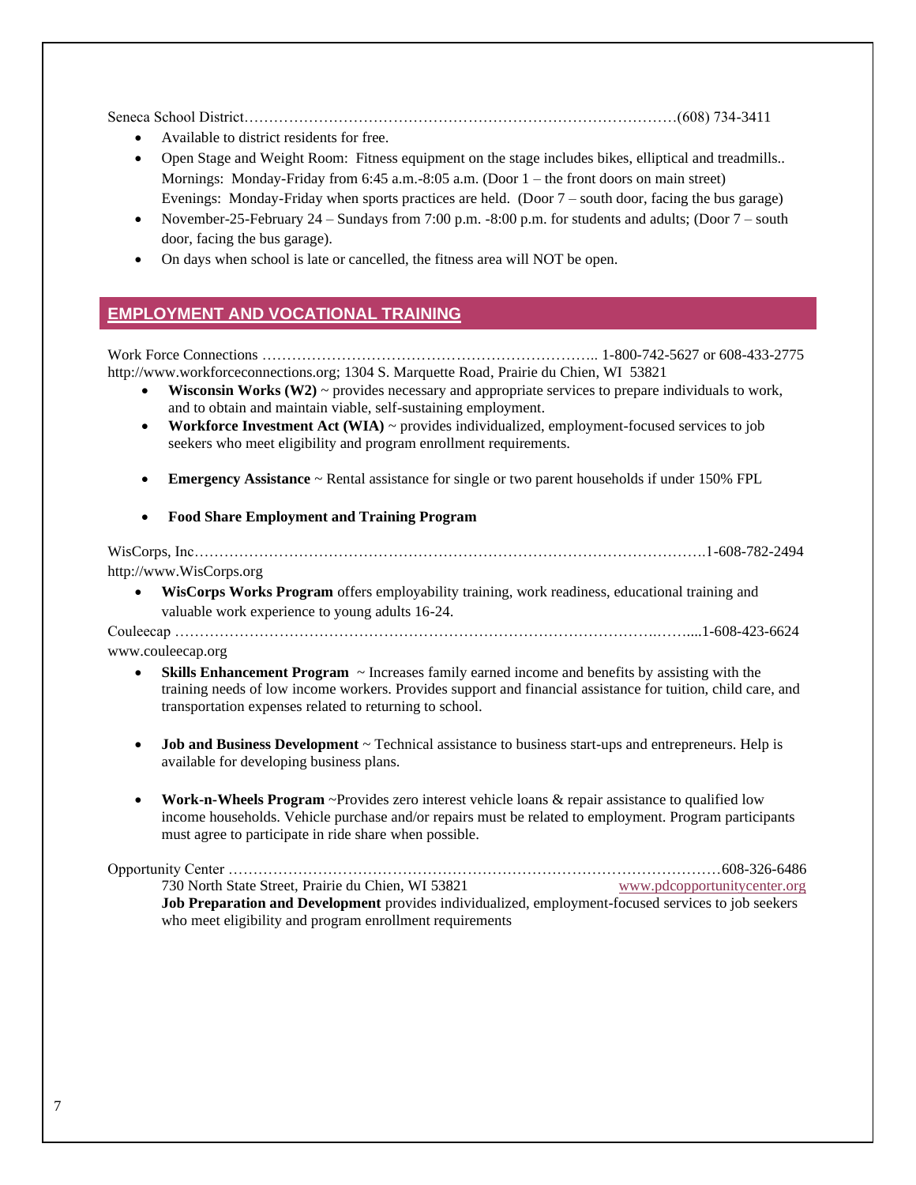Seneca School District……………………………………………………………………………(608) 734-3411

- Available to district residents for free.
- Open Stage and Weight Room: Fitness equipment on the stage includes bikes, elliptical and treadmills.. Mornings: Monday-Friday from 6:45 a.m.-8:05 a.m. (Door 1 – the front doors on main street) Evenings: Monday-Friday when sports practices are held. (Door 7 – south door, facing the bus garage)
- November-25-February 24 – Sundays from 7:00 p.m. -8:00 p.m. for students and adults; (Door 7 – south door, facing the bus garage).
- On days when school is late or cancelled, the fitness area will NOT be open.

## EMPLOYMENT AND VOCATIONAL TRAINING

Work Force Connections ………………………………………………………….. 1-800-742-5627 or 608-433-2775
http://www.workforceconnections.org; 1304 S. Marquette Road, Prairie du Chien, WI 53821

- **Wisconsin Works (W2)** ~ provides necessary and appropriate services to prepare individuals to work, and to obtain and maintain viable, self-sustaining employment.
- **Workforce Investment Act (WIA)** ~ provides individualized, employment-focused services to job seekers who meet eligibility and program enrollment requirements.
- **Emergency Assistance** ~ Rental assistance for single or two parent households if under 150% FPL
- **Food Share Employment and Training Program**

WisCorps, Inc……………………………………………………………………………………….1-608-782-2494
http://www.WisCorps.org

- **WisCorps Works Program** offers employability training, work readiness, educational training and valuable work experience to young adults 16-24.

Couleecap ……………………………………………………………………………….……....1-608-423-6624
www.couleecap.org

- **Skills Enhancement Program** ~ Increases family earned income and benefits by assisting with the training needs of low income workers. Provides support and financial assistance for tuition, child care, and transportation expenses related to returning to school.
- **Job and Business Development** ~ Technical assistance to business start-ups and entrepreneurs. Help is available for developing business plans.
- **Work-n-Wheels Program** ~Provides zero interest vehicle loans & repair assistance to qualified low income households. Vehicle purchase and/or repairs must be related to employment. Program participants must agree to participate in ride share when possible.

Opportunity Center ………………………………………………………………………………608-326-6486
730 North State Street, Prairie du Chien, WI 53821 www.pdcopportunitycenter.org
**Job Preparation and Development** provides individualized, employment-focused services to job seekers who meet eligibility and program enrollment requirements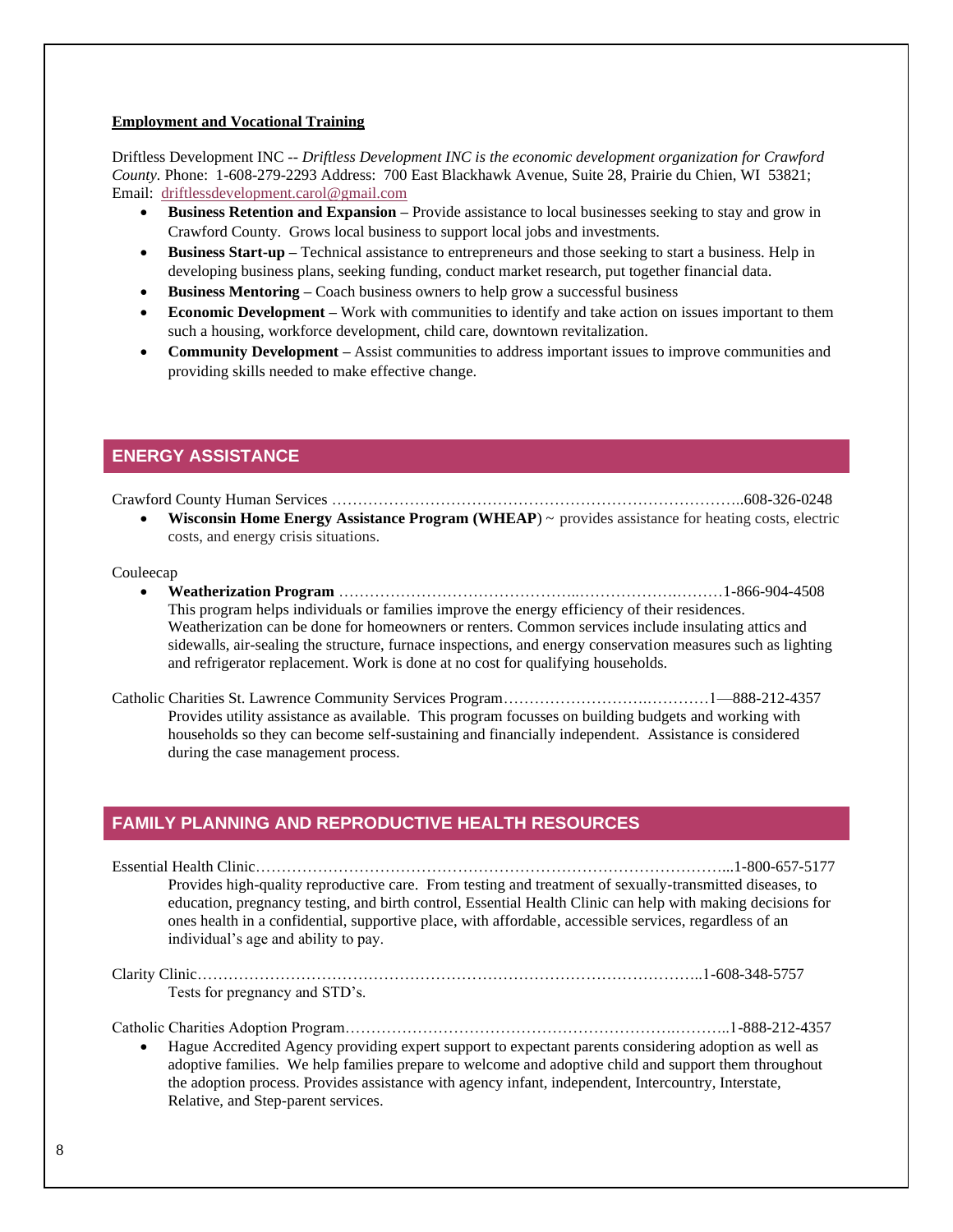**Employment and Vocational Training**

Driftless Development INC -- *Driftless Development INC is the economic development organization for Crawford County.* Phone: 1-608-279-2293 Address: 700 East Blackhawk Avenue, Suite 28, Prairie du Chien, WI 53821; Email: driftlessdevelopment.carol@gmail.com

- **Business Retention and Expansion –** Provide assistance to local businesses seeking to stay and grow in Crawford County. Grows local business to support local jobs and investments.
- **Business Start-up –** Technical assistance to entrepreneurs and those seeking to start a business. Help in developing business plans, seeking funding, conduct market research, put together financial data.
- **Business Mentoring –** Coach business owners to help grow a successful business
- **Economic Development –** Work with communities to identify and take action on issues important to them such a housing, workforce development, child care, downtown revitalization.
- **Community Development –** Assist communities to address important issues to improve communities and providing skills needed to make effective change.

## ENERGY ASSISTANCE

Crawford County Human Services ……………………………………………………………………..608-326-0248

- **Wisconsin Home Energy Assistance Program (WHEAP**) ~ provides assistance for heating costs, electric costs, and energy crisis situations.

Couleecap

- **Weatherization Program** ………………………………………..……………….………1-866-904-4508
  This program helps individuals or families improve the energy efficiency of their residences. Weatherization can be done for homeowners or renters. Common services include insulating attics and sidewalls, air-sealing the structure, furnace inspections, and energy conservation measures such as lighting and refrigerator replacement. Work is done at no cost for qualifying households.

Catholic Charities St. Lawrence Community Services Program…………………….…………1—888-212-4357
Provides utility assistance as available. This program focusses on building budgets and working with households so they can become self-sustaining and financially independent. Assistance is considered during the case management process.

## FAMILY PLANNING AND REPRODUCTIVE HEALTH RESOURCES

Essential Health Clinic………………………………………………………………………………...1-800-657-5177
Provides high-quality reproductive care. From testing and treatment of sexually-transmitted diseases, to education, pregnancy testing, and birth control, Essential Health Clinic can help with making decisions for ones health in a confidential, supportive place, with affordable, accessible services, regardless of an individual's age and ability to pay.

Clarity Clinic………………………………………………………………………………………..1-608-348-5757
Tests for pregnancy and STD's.

Catholic Charities Adoption Program………………………………………………………….………..1-888-212-4357

- Hague Accredited Agency providing expert support to expectant parents considering adoption as well as adoptive families. We help families prepare to welcome and adoptive child and support them throughout the adoption process. Provides assistance with agency infant, independent, Intercountry, Interstate, Relative, and Step-parent services.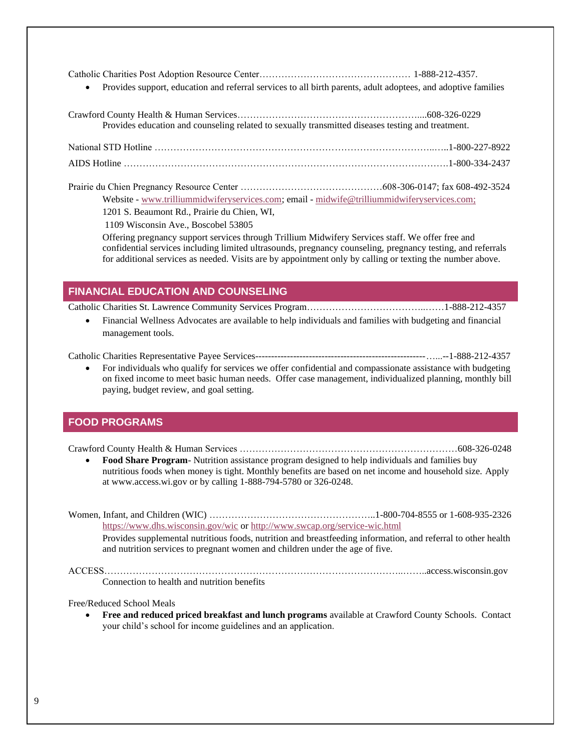Catholic Charities Post Adoption Resource Center………………………………………… 1-888-212-4357.

- Provides support, education and referral services to all birth parents, adult adoptees, and adoptive families

Crawford County Health & Human Services…………………………………………………...608-326-0229

Provides education and counseling related to sexually transmitted diseases testing and treatment.

National STD Hotline ……………………………………………….…………………………..…..1-800-227-8922

AIDS Hotline ……………………………………………………….………………………………1-800-334-2437

Prairie du Chien Pregnancy Resource Center …………………………………….…608-306-0147; fax 608-492-3524

Website - www.trilliummidwiferyservices.com; email - midwife@trilliummidwiferyservices.com;

1201 S. Beaumont Rd., Prairie du Chien, WI,

1109 Wisconsin Ave., Boscobel 53805

Offering pregnancy support services through Trillium Midwifery Services staff. We offer free and confidential services including limited ultrasounds, pregnancy counseling, pregnancy testing, and referrals for additional services as needed. Visits are by appointment only by calling or texting the number above.

## FINANCIAL EDUCATION AND COUNSELING

Catholic Charities St. Lawrence Community Services Program…………………………...……1-888-212-4357

- Financial Wellness Advocates are available to help individuals and families with budgeting and financial management tools.

Catholic Charities Representative Payee Services------------------------------------------------------…...--1-888-212-4357

- For individuals who qualify for services we offer confidential and compassionate assistance with budgeting on fixed income to meet basic human needs. Offer case management, individualized planning, monthly bill paying, budget review, and goal setting.

## FOOD PROGRAMS

Crawford County Health & Human Services ……………………………………………………………608-326-0248

- **Food Share Program**- Nutrition assistance program designed to help individuals and families buy nutritious foods when money is tight. Monthly benefits are based on net income and household size. Apply at www.access.wi.gov or by calling 1-888-794-5780 or 326-0248.

Women, Infant, and Children (WIC) ……………………………………………..1-800-704-8555 or 1-608-935-2326

https://www.dhs.wisconsin.gov/wic or http://www.swcap.org/service-wic.html

Provides supplemental nutritious foods, nutrition and breastfeeding information, and referral to other health and nutrition services to pregnant women and children under the age of five.

ACCESS……………………………………………………………………………………..……..access.wisconsin.gov

Connection to health and nutrition benefits

Free/Reduced School Meals

- **Free and reduced priced breakfast and lunch programs** available at Crawford County Schools. Contact your child's school for income guidelines and an application.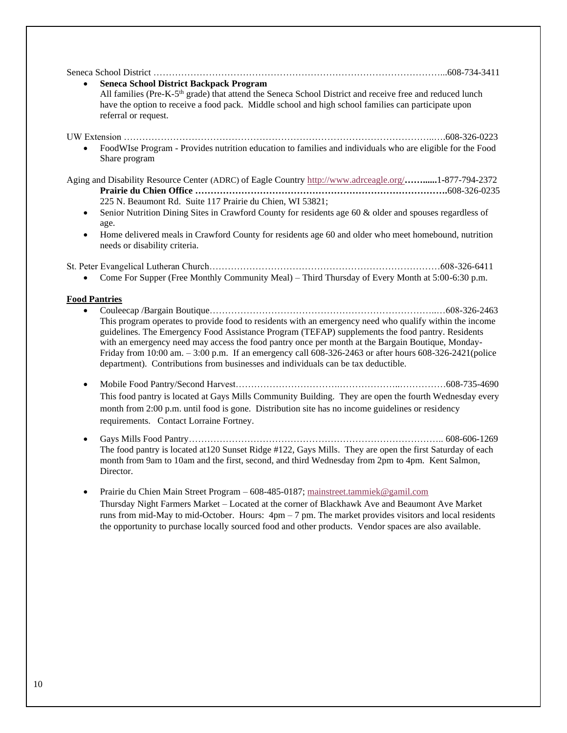Seneca School District ……………………………………………………………………………………...608-734-3411

- **Seneca School District Backpack Program**
  All families (Pre-K-5th grade) that attend the Seneca School District and receive free and reduced lunch have the option to receive a food pack. Middle school and high school families can participate upon referral or request.

UW Extension ……………………………………………………………………………………..….608-326-0223

- FoodWIse Program - Provides nutrition education to families and individuals who are eligible for the Food Share program

Aging and Disability Resource Center (ADRC) of Eagle Country http://www.adrceagle.org/**……......**1-877-794-2372
**Prairie du Chien Office ……………………………………………………………………….**608-326-0235
225 N. Beaumont Rd. Suite 117 Prairie du Chien, WI 53821;

- Senior Nutrition Dining Sites in Crawford County for residents age 60 & older and spouses regardless of age.
- Home delivered meals in Crawford County for residents age 60 and older who meet homebound, nutrition needs or disability criteria.

St. Peter Evangelical Lutheran Church…………………………………………………………………608-326-6411

- Come For Supper (Free Monthly Community Meal) – Third Thursday of Every Month at 5:00-6:30 p.m.

**Food Pantries**

- Couleecap /Bargain Boutique…………………………………………………………………..…608-326-2463
  This program operates to provide food to residents with an emergency need who qualify within the income guidelines. The Emergency Food Assistance Program (TEFAP) supplements the food pantry. Residents with an emergency need may access the food pantry once per month at the Bargain Boutique, Monday-Friday from 10:00 am. – 3:00 p.m. If an emergency call 608-326-2463 or after hours 608-326-2421(police department). Contributions from businesses and individuals can be tax deductible.

- Mobile Food Pantry/Second Harvest…………………………….………………..……………608-735-4690
  This food pantry is located at Gays Mills Community Building. They are open the fourth Wednesday every month from 2:00 p.m. until food is gone. Distribution site has no income guidelines or residency requirements. Contact Lorraine Fortney.

- Gays Mills Food Pantry……………………………………………………………………….. 608-606-1269
  The food pantry is located at120 Sunset Ridge #122, Gays Mills. They are open the first Saturday of each month from 9am to 10am and the first, second, and third Wednesday from 2pm to 4pm. Kent Salmon, Director.

- Prairie du Chien Main Street Program – 608-485-0187; mainstreet.tammiek@gamil.com
  Thursday Night Farmers Market – Located at the corner of Blackhawk Ave and Beaumont Ave Market runs from mid-May to mid-October. Hours: 4pm – 7 pm. The market provides visitors and local residents the opportunity to purchase locally sourced food and other products. Vendor spaces are also available.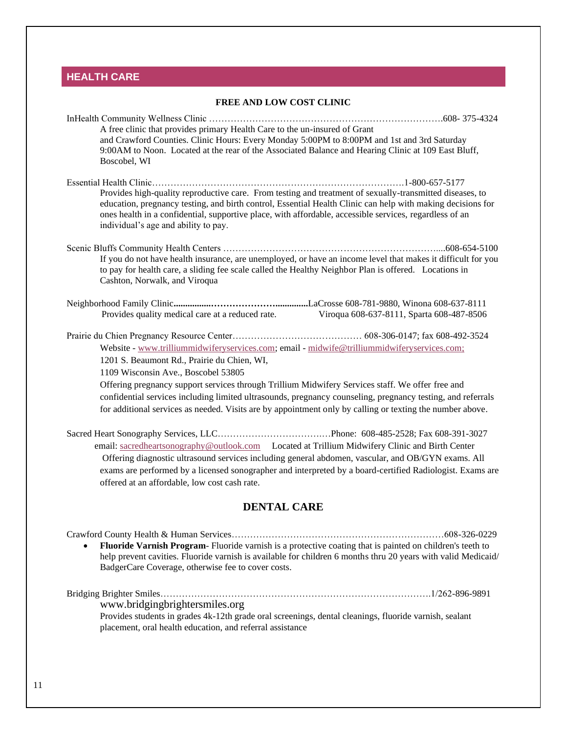## HEALTH CARE

### FREE AND LOW COST CLINIC

InHealth Community Wellness Clinic ……………………………………………………………………608- 375-4324

A free clinic that provides primary Health Care to the un-insured of Grant and Crawford Counties. Clinic Hours: Every Monday 5:00PM to 8:00PM and 1st and 3rd Saturday 9:00AM to Noon. Located at the rear of the Associated Balance and Hearing Clinic at 109 East Bluff, Boscobel, WI

Essential Health Clinic…………………………………………………………………………1-800-657-5177

Provides high-quality reproductive care. From testing and treatment of sexually-transmitted diseases, to education, pregnancy testing, and birth control, Essential Health Clinic can help with making decisions for ones health in a confidential, supportive place, with affordable, accessible services, regardless of an individual's age and ability to pay.

Scenic Bluffs Community Health Centers ………………………………………………………….....608-654-5100

If you do not have health insurance, are unemployed, or have an income level that makes it difficult for you to pay for health care, a sliding fee scale called the Healthy Neighbor Plan is offered. Locations in Cashton, Norwalk, and Viroqua

Neighborhood Family Clinic..................……………………..............LaCrosse 608-781-9880, Winona 608-637-8111

Provides quality medical care at a reduced rate. Viroqua 608-637-8111, Sparta 608-487-8506

Prairie du Chien Pregnancy Resource Center…………………………………… 608-306-0147; fax 608-492-3524

Website - www.trilliummidwiferyservices.com; email - midwife@trilliummidwiferyservices.com;
1201 S. Beaumont Rd., Prairie du Chien, WI,
1109 Wisconsin Ave., Boscobel 53805

Offering pregnancy support services through Trillium Midwifery Services staff. We offer free and confidential services including limited ultrasounds, pregnancy counseling, pregnancy testing, and referrals for additional services as needed. Visits are by appointment only by calling or texting the number above.

Sacred Heart Sonography Services, LLC………………………….……Phone: 608-485-2528; Fax 608-391-3027

email: sacredheartsonography@outlook.com Located at Trillium Midwifery Clinic and Birth Center

Offering diagnostic ultrasound services including general abdomen, vascular, and OB/GYN exams. All exams are performed by a licensed sonographer and interpreted by a board-certified Radiologist. Exams are offered at an affordable, low cost cash rate.

## DENTAL CARE

Crawford County Health & Human Services……………………………………………………………608-326-0229

- **Fluoride Varnish Program**- Fluoride varnish is a protective coating that is painted on children's teeth to help prevent cavities. Fluoride varnish is available for children 6 months thru 20 years with valid Medicaid/ BadgerCare Coverage, otherwise fee to cover costs.

Bridging Brighter Smiles……………………………………………………………………………….1/262-896-9891

www.bridgingbrightersmiles.org

Provides students in grades 4k-12th grade oral screenings, dental cleanings, fluoride varnish, sealant placement, oral health education, and referral assistance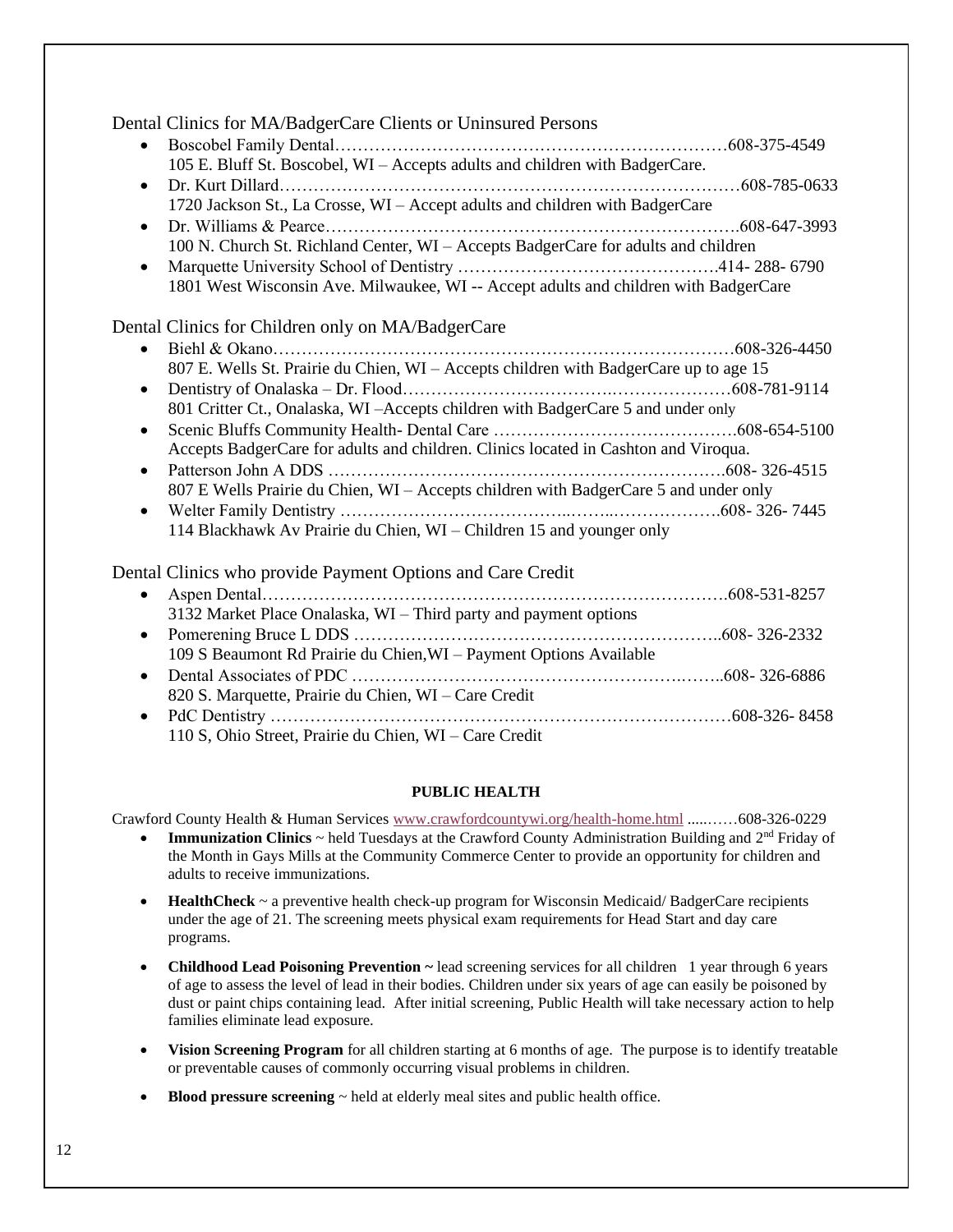Dental Clinics for MA/BadgerCare Clients or Uninsured Persons

- Boscobel Family Dental……………………………………………………………608-375-4549
  105 E. Bluff St. Boscobel, WI – Accepts adults and children with BadgerCare.
- Dr. Kurt Dillard……………………………………………………………………608-785-0633
  1720 Jackson St., La Crosse, WI – Accept adults and children with BadgerCare
- Dr. Williams & Pearce……………………………………………………………….608-647-3993
  100 N. Church St. Richland Center, WI – Accepts BadgerCare for adults and children
- Marquette University School of Dentistry ……………………………………….414- 288- 6790
  1801 West Wisconsin Ave. Milwaukee, WI -- Accept adults and children with BadgerCare

Dental Clinics for Children only on MA/BadgerCare

- Biehl & Okano………………………………………………………………………608-326-4450
  807 E. Wells St. Prairie du Chien, WI – Accepts children with BadgerCare up to age 15
- Dentistry of Onalaska – Dr. Flood…………………………………………………608-781-9114
  801 Critter Ct., Onalaska, WI –Accepts children with BadgerCare 5 and under only
- Scenic Bluffs Community Health- Dental Care …………………………………….608-654-5100
  Accepts BadgerCare for adults and children. Clinics located in Cashton and Viroqua.
- Patterson John A DDS ……………………………………………………………….608- 326-4515
  807 E Wells Prairie du Chien, WI – Accepts children with BadgerCare 5 and under only
- Welter Family Dentistry ……………………………………………………………….608- 326- 7445
  114 Blackhawk Av Prairie du Chien, WI – Children 15 and younger only

Dental Clinics who provide Payment Options and Care Credit

- Aspen Dental……………………………………………………………………….608-531-8257
  3132 Market Place Onalaska, WI – Third party and payment options
- Pomerening Bruce L DDS ……………………………………………………..608- 326-2332
  109 S Beaumont Rd Prairie du Chien,WI – Payment Options Available
- Dental Associates of PDC ……………………………………………………..608- 326-6886
  820 S. Marquette, Prairie du Chien, WI – Care Credit
- PdC Dentistry ………………………………………………………………………608-326- 8458
  110 S, Ohio Street, Prairie du Chien, WI – Care Credit

## PUBLIC HEALTH

Crawford County Health & Human Services www.crawfordcountywi.org/health-home.html ......……608-326-0229

- **Immunization Clinics** ~ held Tuesdays at the Crawford County Administration Building and 2nd Friday of the Month in Gays Mills at the Community Commerce Center to provide an opportunity for children and adults to receive immunizations.
- **HealthCheck** ~ a preventive health check-up program for Wisconsin Medicaid/ BadgerCare recipients under the age of 21. The screening meets physical exam requirements for Head Start and day care programs.
- **Childhood Lead Poisoning Prevention ~** lead screening services for all children 1 year through 6 years of age to assess the level of lead in their bodies. Children under six years of age can easily be poisoned by dust or paint chips containing lead. After initial screening, Public Health will take necessary action to help families eliminate lead exposure.
- **Vision Screening Program** for all children starting at 6 months of age. The purpose is to identify treatable or preventable causes of commonly occurring visual problems in children.
- **Blood pressure screening** ~ held at elderly meal sites and public health office.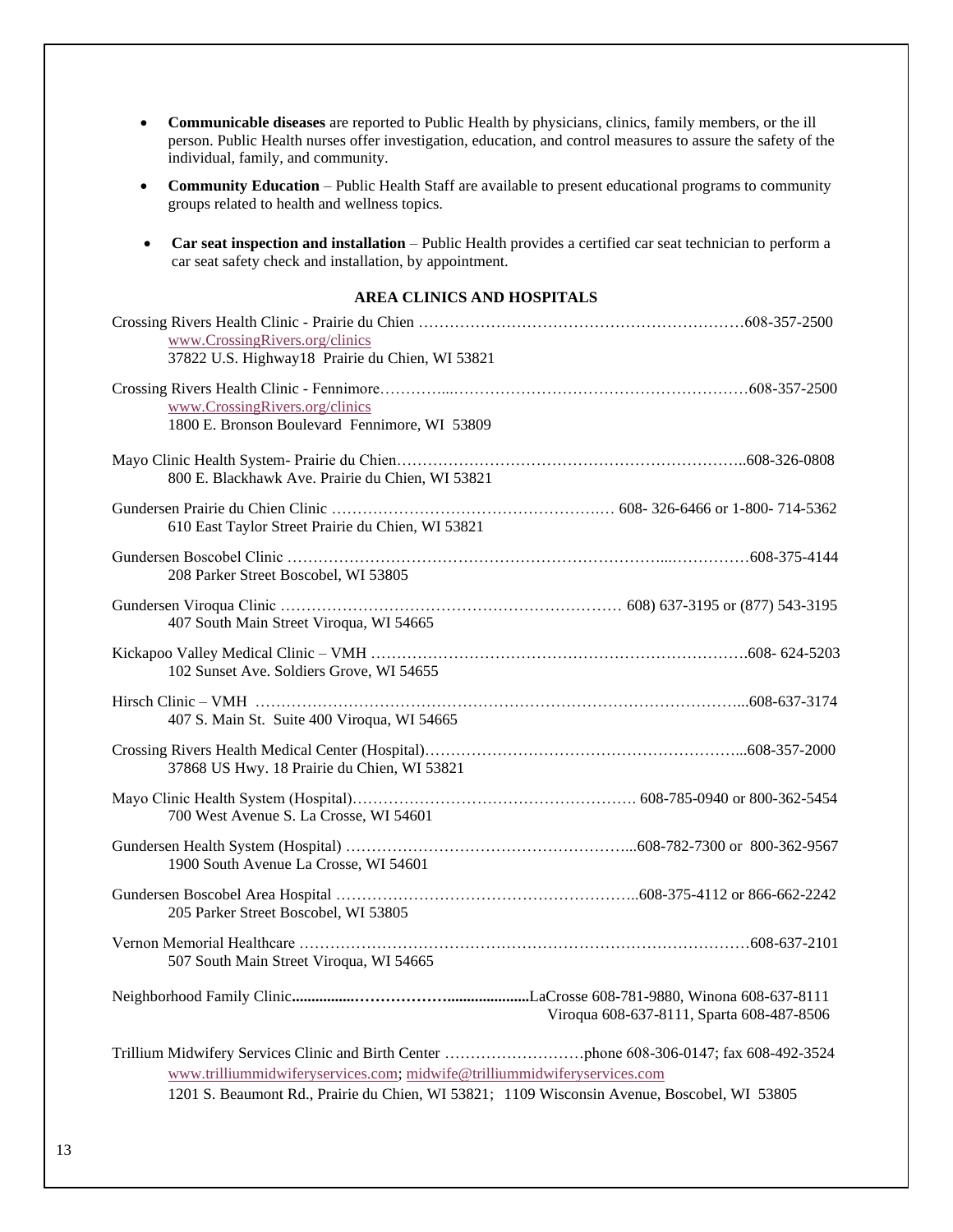- **Communicable diseases** are reported to Public Health by physicians, clinics, family members, or the ill person. Public Health nurses offer investigation, education, and control measures to assure the safety of the individual, family, and community.
- **Community Education** – Public Health Staff are available to present educational programs to community groups related to health and wellness topics.
- **Car seat inspection and installation** – Public Health provides a certified car seat technician to perform a car seat safety check and installation, by appointment.

## AREA CLINICS AND HOSPITALS

Crossing Rivers Health Clinic - Prairie du Chien ……………………………………………………………608-357-2500
www.CrossingRivers.org/clinics
37822 U.S. Highway18 Prairie du Chien, WI 53821

Crossing Rivers Health Clinic - Fennimore…………...…………………………………………………608-357-2500
www.CrossingRivers.org/clinics
1800 E. Bronson Boulevard Fennimore, WI 53809

Mayo Clinic Health System- Prairie du Chien…………………………………………………………..608-326-0808
800 E. Blackhawk Ave. Prairie du Chien, WI 53821

Gundersen Prairie du Chien Clinic ……………………………………………….… 608- 326-6466 or 1-800- 714-5362
610 East Taylor Street Prairie du Chien, WI 53821

Gundersen Boscobel Clinic ……………………………………………………………...…………….608-375-4144
208 Parker Street Boscobel, WI 53805

Gundersen Viroqua Clinic …………………………………………………………… 608) 637-3195 or (877) 543-3195
407 South Main Street Viroqua, WI 54665

Kickapoo Valley Medical Clinic – VMH …………………………………………………………….608- 624-5203
102 Sunset Ave. Soldiers Grove, WI 54655

Hirsch Clinic – VMH ………………………………………………………………………………...608-637-3174
407 S. Main St. Suite 400 Viroqua, WI 54665

Crossing Rivers Health Medical Center (Hospital)……………………………………………………...608-357-2000
37868 US Hwy. 18 Prairie du Chien, WI 53821

Mayo Clinic Health System (Hospital)………………………………………………. 608-785-0940 or 800-362-5454
700 West Avenue S. La Crosse, WI 54601

Gundersen Health System (Hospital) ………………………………………………...608-782-7300 or 800-362-9567
1900 South Avenue La Crosse, WI 54601

Gundersen Boscobel Area Hospital …………………………………………………..608-375-4112 or 866-662-2242
205 Parker Street Boscobel, WI 53805

Vernon Memorial Healthcare …………………………………………………………………………608-637-2101
507 South Main Street Viroqua, WI 54665

Neighborhood Family Clinic**...............………………...................**LaCrosse 608-781-9880, Winona 608-637-8111
Viroqua 608-637-8111, Sparta 608-487-8506

Trillium Midwifery Services Clinic and Birth Center ………………………phone 608-306-0147; fax 608-492-3524
www.trilliummidwiferyservices.com; midwife@trilliummidwiferyservices.com
1201 S. Beaumont Rd., Prairie du Chien, WI 53821; 1109 Wisconsin Avenue, Boscobel, WI 53805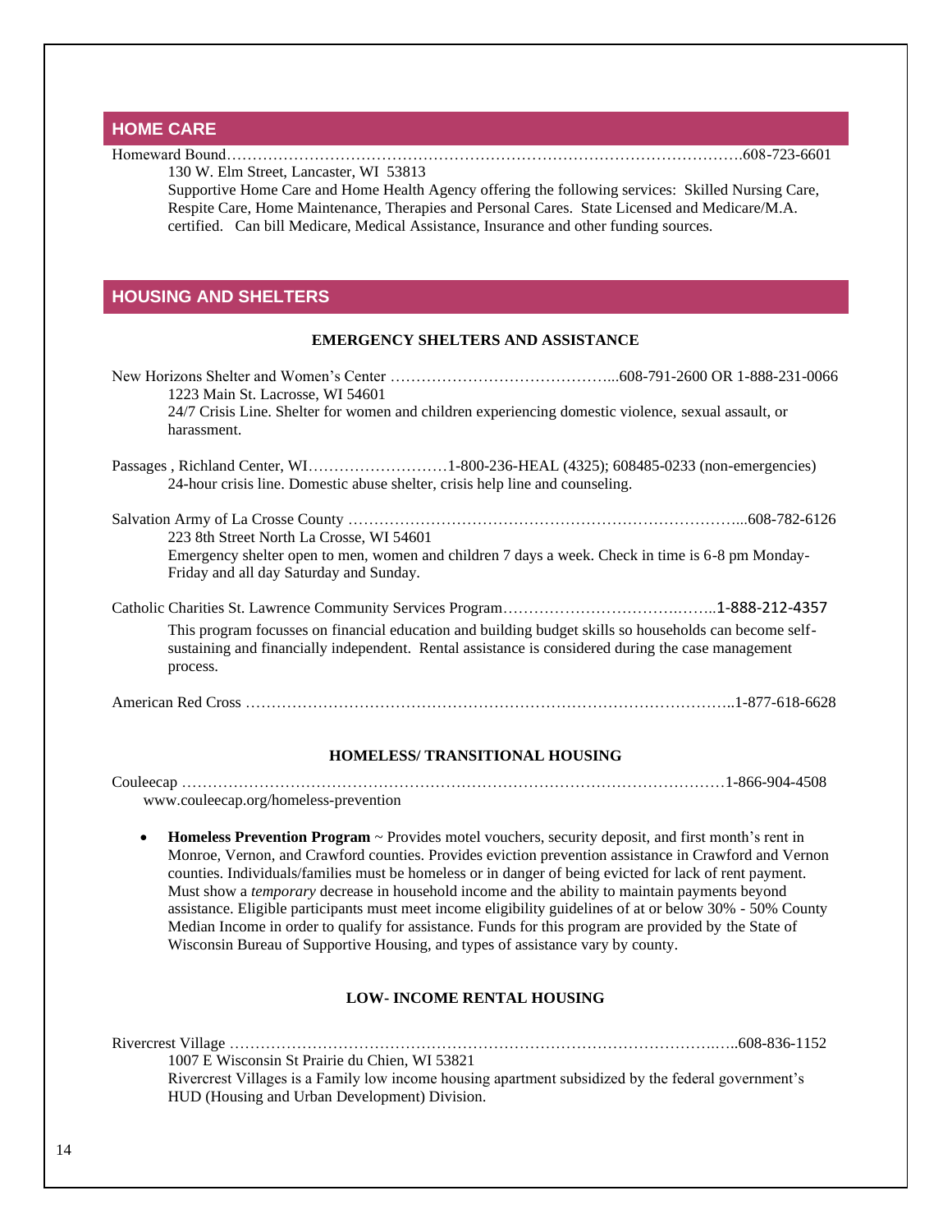## HOME CARE

Homeward Bound……………………………………………………………………………………………608-723-6601

130 W. Elm Street, Lancaster, WI 53813

Supportive Home Care and Home Health Agency offering the following services: Skilled Nursing Care, Respite Care, Home Maintenance, Therapies and Personal Cares. State Licensed and Medicare/M.A. certified. Can bill Medicare, Medical Assistance, Insurance and other funding sources.

## HOUSING AND SHELTERS

### EMERGENCY SHELTERS AND ASSISTANCE

New Horizons Shelter and Women's Center ……………………………………...608-791-2600 OR 1-888-231-0066

1223 Main St. Lacrosse, WI 54601

24/7 Crisis Line. Shelter for women and children experiencing domestic violence, sexual assault, or harassment.

Passages , Richland Center, WI………………………1-800-236-HEAL (4325); 608485-0233 (non-emergencies)

24-hour crisis line. Domestic abuse shelter, crisis help line and counseling.

Salvation Army of La Crosse County …………………………………………………………………...608-782-6126

223 8th Street North La Crosse, WI 54601

Emergency shelter open to men, women and children 7 days a week. Check in time is 6-8 pm Monday-Friday and all day Saturday and Sunday.

Catholic Charities St. Lawrence Community Services Program…………………………….……..1-888-212-4357

This program focusses on financial education and building budget skills so households can become self-sustaining and financially independent. Rental assistance is considered during the case management process.

American Red Cross ……………………………………………………………………………………..1-877-618-6628

### HOMELESS/ TRANSITIONAL HOUSING

Couleecap …………………………………………………………………………………………………1-866-904-4508

www.couleecap.org/homeless-prevention

- **Homeless Prevention Program** ~ Provides motel vouchers, security deposit, and first month's rent in Monroe, Vernon, and Crawford counties. Provides eviction prevention assistance in Crawford and Vernon counties. Individuals/families must be homeless or in danger of being evicted for lack of rent payment. Must show a *temporary* decrease in household income and the ability to maintain payments beyond assistance. Eligible participants must meet income eligibility guidelines of at or below 30% - 50% County Median Income in order to qualify for assistance. Funds for this program are provided by the State of Wisconsin Bureau of Supportive Housing, and types of assistance vary by county.

### LOW- INCOME RENTAL HOUSING

Rivercrest Village ……………………………………………………………………………………..608-836-1152

1007 E Wisconsin St Prairie du Chien, WI 53821

Rivercrest Villages is a Family low income housing apartment subsidized by the federal government's HUD (Housing and Urban Development) Division.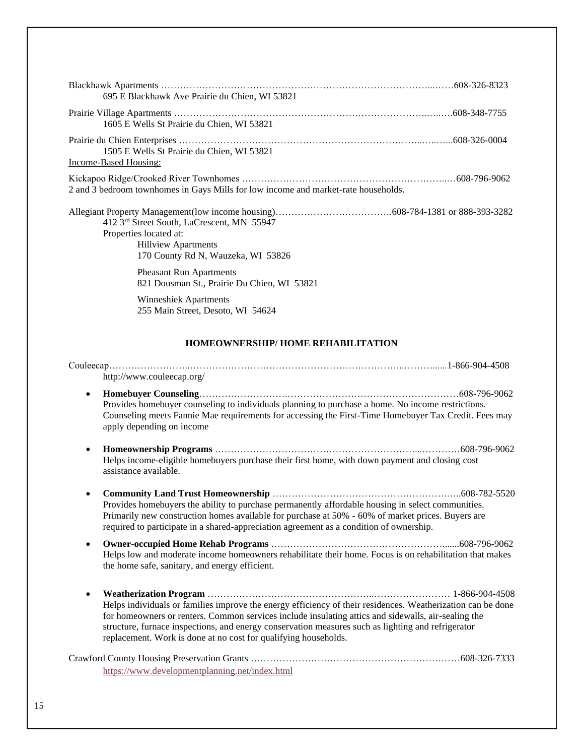Blackhawk Apartments …………………………………………………………………………………...……608-326-8323
695 E Blackhawk Ave Prairie du Chien, WI 53821

Prairie Village Apartments ……………………………………………………………………..…..….608-348-7755
1605 E Wells St Prairie du Chien, WI 53821

Prairie du Chien Enterprises ………………………………………………………………..…..…...608-326-0004
1505 E Wells St Prairie du Chien, WI 53821

Income-Based Housing:

Kickapoo Ridge/Crooked River Townhomes ……………………………………………………..…608-796-9062
2 and 3 bedroom townhomes in Gays Mills for low income and market-rate households.

Allegiant Property Management(low income housing)……………………………….608-784-1381 or 888-393-3282
412 3rd Street South, LaCrescent, MN 55947
Properties located at:
Hillview Apartments
170 County Rd N, Wauzeka, WI 53826

Pheasant Run Apartments
821 Dousman St., Prairie Du Chien, WI 53821

Winneshiek Apartments
255 Main Street, Desoto, WI 54624

## HOMEOWNERSHIP/ HOME REHABILITATION

Couleecap……………………..…………………………………………………………..………......1-866-904-4508
http://www.couleecap.org/

- **Homebuyer Counseling**……………………….……………………………………………………608-796-9062
  Provides homebuyer counseling to individuals planning to purchase a home. No income restrictions. Counseling meets Fannie Mae requirements for accessing the First-Time Homebuyer Tax Credit. Fees may apply depending on income

- **Homeownership Programs** …………………………………………………………...…………608-796-9062
  Helps income-eligible homebuyers purchase their first home, with down payment and closing cost assistance available.

- **Community Land Trust Homeownership** …………………………………………….…..608-782-5520
  Provides homebuyers the ability to purchase permanently affordable housing in select communities. Primarily new construction homes available for purchase at 50% - 60% of market prices. Buyers are required to participate in a shared-appreciation agreement as a condition of ownership.

- **Owner-occupied Home Rehab Programs** ……………………………………………….......608-796-9062
  Helps low and moderate income homeowners rehabilitate their home. Focus is on rehabilitation that makes the home safe, sanitary, and energy efficient.

- **Weatherization Program** ……………………………………………..…………………… 1-866-904-4508
  Helps individuals or families improve the energy efficiency of their residences. Weatherization can be done for homeowners or renters. Common services include insulating attics and sidewalls, air-sealing the structure, furnace inspections, and energy conservation measures such as lighting and refrigerator replacement. Work is done at no cost for qualifying households.

Crawford County Housing Preservation Grants …………………………………………………………608-326-7333
https://www.developmentplanning.net/index.html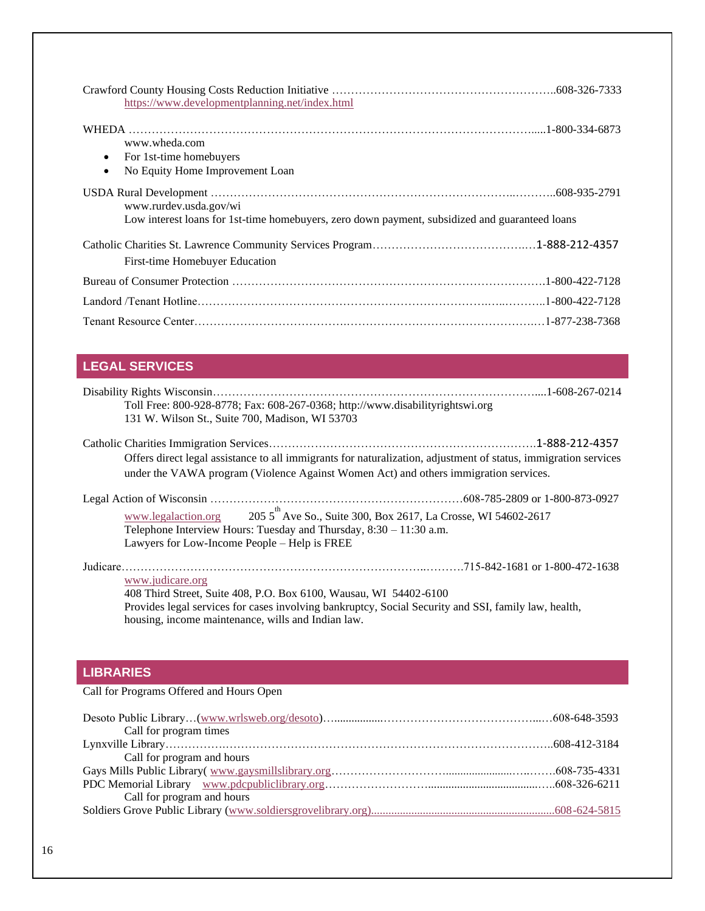Crawford County Housing Costs Reduction Initiative …………………………………………………..608-326-7333
https://www.developmentplanning.net/index.html

WHEDA ………………………………………………………………………………………….....1-800-334-6873
www.wheda.com

- For 1st-time homebuyers
- No Equity Home Improvement Loan

USDA Rural Development ……………………………………………………………………..………..608-935-2791
www.rurdev.usda.gov/wi
Low interest loans for 1st-time homebuyers, zero down payment, subsidized and guaranteed loans

Catholic Charities St. Lawrence Community Services Program…………………………………..…1-888-212-4357
First-time Homebuyer Education

Bureau of Consumer Protection ……………………………………………………………………….1-800-422-7128

Landord /Tenant Hotline………………………………………………………………..…..………..1-800-422-7128

Tenant Resource Center………………………………….……………………………………….……1-877-238-7368

## LEGAL SERVICES

Disability Rights Wisconsin…………………………………………………………………………....1-608-267-0214
Toll Free: 800-928-8778; Fax: 608-267-0368; http://www.disabilityrightswi.org
131 W. Wilson St., Suite 700, Madison, WI 53703

Catholic Charities Immigration Services…………………………………………………………….1-888-212-4357
Offers direct legal assistance to all immigrants for naturalization, adjustment of status, immigration services under the VAWA program (Violence Against Women Act) and others immigration services.

Legal Action of Wisconsin …………………………………………………………608-785-2809 or 1-800-873-0927
www.legalaction.org 205 5th Ave So., Suite 300, Box 2617, La Crosse, WI 54602-2617
Telephone Interview Hours: Tuesday and Thursday, 8:30 – 11:30 a.m.
Lawyers for Low-Income People – Help is FREE

Judicare……………………………………………………………………..……….715-842-1681 or 1-800-472-1638
www.judicare.org
408 Third Street, Suite 408, P.O. Box 6100, Wausau, WI 54402-6100
Provides legal services for cases involving bankruptcy, Social Security and SSI, family law, health, housing, income maintenance, wills and Indian law.

## LIBRARIES

Call for Programs Offered and Hours Open

Desoto Public Library…(www.wrlsweb.org/desoto)…................…………………………………..…608-648-3593
Call for program times

Lynxville Library…………………………………………………………………………………………..608-412-3184
Call for program and hours

Gays Mills Public Library( www.gaysmillslibrary.org………………………...................…..…….608-735-4331

PDC Memorial Library www.pdcpubliclibrary.org……………………......................................….608-326-6211
Call for program and hours

Soldiers Grove Public Library (www.soldiersgrovelibrary.org)..............................................................608-624-5815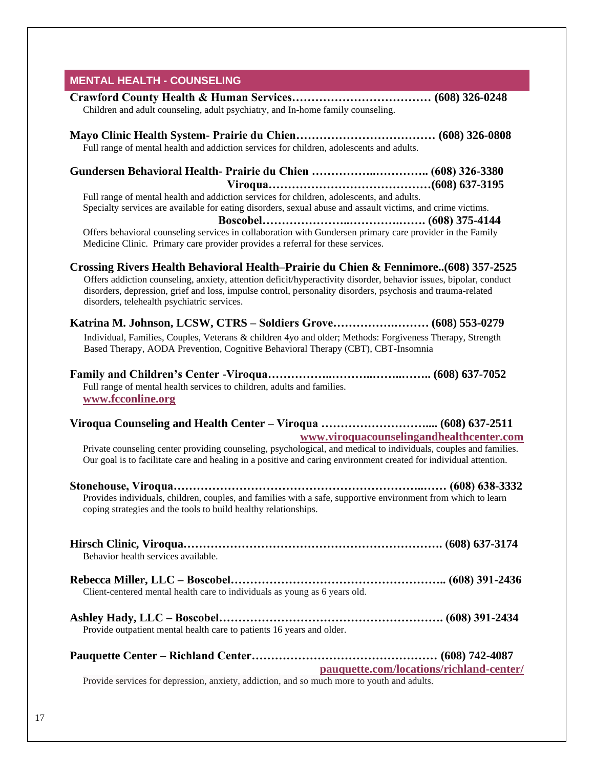## MENTAL HEALTH - COUNSELING

**Crawford County Health & Human Services……………………………… (608) 326-0248**
Children and adult counseling, adult psychiatry, and In-home family counseling.

**Mayo Clinic Health System- Prairie du Chien……………………………… (608) 326-0808**
Full range of mental health and addiction services for children, adolescents and adults.

**Gundersen Behavioral Health- Prairie du Chien ……………..………….. (608) 326-3380**
**Viroqua……………………………………(608) 637-3195**
Full range of mental health and addiction services for children, adolescents, and adults.
Specialty services are available for eating disorders, sexual abuse and assault victims, and crime victims.
**Boscobel…………………..……….……. (608) 375-4144**
Offers behavioral counseling services in collaboration with Gundersen primary care provider in the Family Medicine Clinic. Primary care provider provides a referral for these services.

**Crossing Rivers Health Behavioral Health–Prairie du Chien & Fennimore..(608) 357-2525**
Offers addiction counseling, anxiety, attention deficit/hyperactivity disorder, behavior issues, bipolar, conduct disorders, depression, grief and loss, impulse control, personality disorders, psychosis and trauma-related disorders, telehealth psychiatric services.

**Katrina M. Johnson, LCSW, CTRS – Soldiers Grove……………….…… (608) 553-0279**
Individual, Families, Couples, Veterans & children 4yo and older; Methods: Forgiveness Therapy, Strength Based Therapy, AODA Prevention, Cognitive Behavioral Therapy (CBT), CBT-Insomnia

**Family and Children's Center -Viroqua……………..………..……..…….. (608) 637-7052**
Full range of mental health services to children, adults and families.
**www.fcconline.org**

**Viroqua Counseling and Health Center – Viroqua ……………………….... (608) 637-2511**
**www.viroquacounselingandhealthcenter.com**
Private counseling center providing counseling, psychological, and medical to individuals, couples and families. Our goal is to facilitate care and healing in a positive and caring environment created for individual attention.

**Stonehouse, Viroqua……………………………………………………..…… (608) 638-3332**
Provides individuals, children, couples, and families with a safe, supportive environment from which to learn coping strategies and the tools to build healthy relationships.

**Hirsch Clinic, Viroqua………………………………………………………. (608) 637-3174**
Behavior health services available.

**Rebecca Miller, LLC – Boscobel……………………………………………….. (608) 391-2436**
Client-centered mental health care to individuals as young as 6 years old.

**Ashley Hady, LLC – Boscobel…………………………………………………. (608) 391-2434**
Provide outpatient mental health care to patients 16 years and older.

**Pauquette Center – Richland Center………………………………………… (608) 742-4087**
**pauquette.com/locations/richland-center/**
Provide services for depression, anxiety, addiction, and so much more to youth and adults.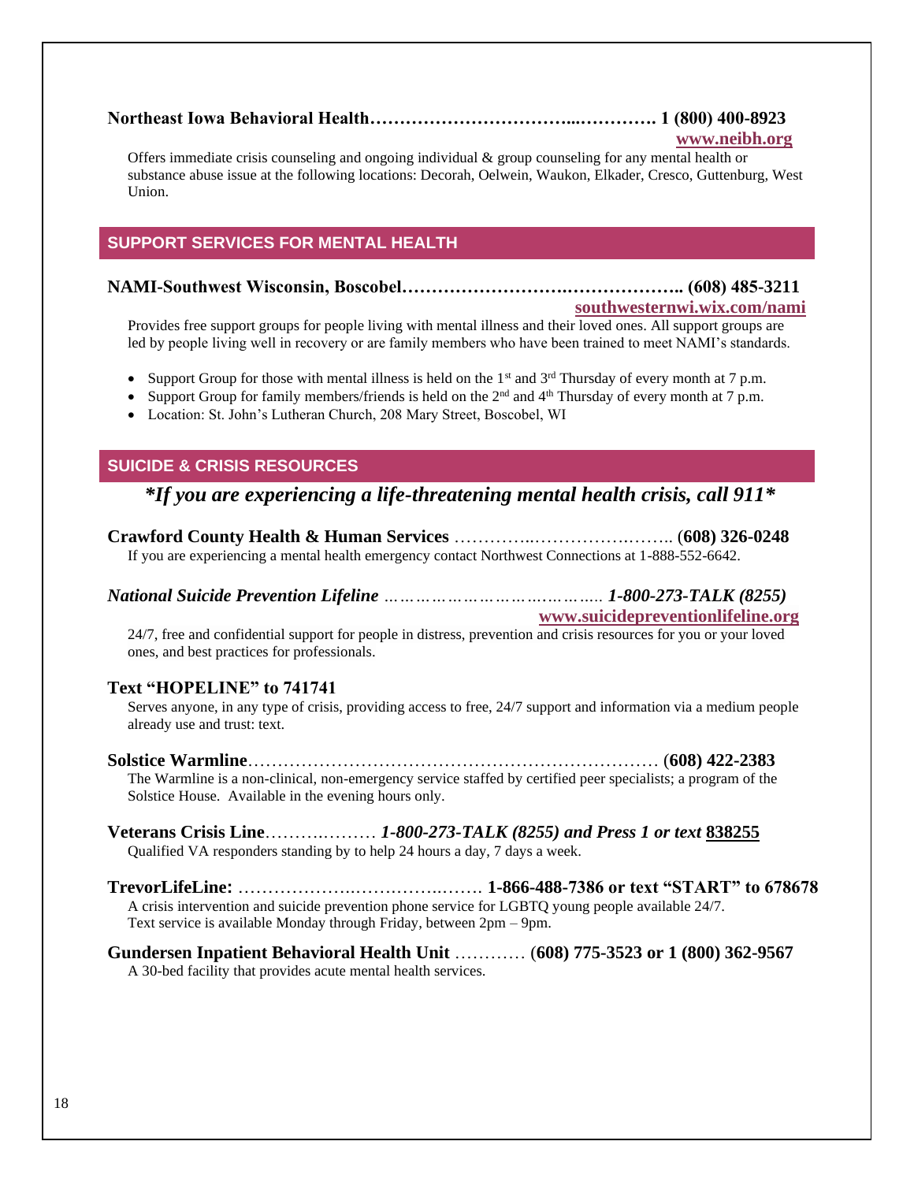**Northeast Iowa Behavioral Health……………………………...…………. 1 (800) 400-8923**
**www.neibh.org**

Offers immediate crisis counseling and ongoing individual & group counseling for any mental health or substance abuse issue at the following locations: Decorah, Oelwein, Waukon, Elkader, Cresco, Guttenburg, West Union.

## SUPPORT SERVICES FOR MENTAL HEALTH

**NAMI-Southwest Wisconsin, Boscobel……………………….……………….. (608) 485-3211**
**southwesternwi.wix.com/nami**

Provides free support groups for people living with mental illness and their loved ones. All support groups are led by people living well in recovery or are family members who have been trained to meet NAMI's standards.

- Support Group for those with mental illness is held on the 1st and 3rd Thursday of every month at 7 p.m.
- Support Group for family members/friends is held on the 2nd and 4th Thursday of every month at 7 p.m.
- Location: St. John's Lutheran Church, 208 Mary Street, Boscobel, WI

## SUICIDE & CRISIS RESOURCES

***If you are experiencing a life-threatening mental health crisis, call 911***

**Crawford County Health & Human Services** …………..………………..…….. **(608) 326-0248**
If you are experiencing a mental health emergency contact Northwest Connections at 1-888-552-6642.

***National Suicide Prevention Lifeline*** *…………………………………..* ***1-800-273-TALK (8255)***
**www.suicidepreventionlifeline.org**

24/7, free and confidential support for people in distress, prevention and crisis resources for you or your loved ones, and best practices for professionals.

**Text "HOPELINE" to 741741**
Serves anyone, in any type of crisis, providing access to free, 24/7 support and information via a medium people already use and trust: text.

**Solstice Warmline**…………………………………………………………… **(608) 422-2383**
The Warmline is a non-clinical, non-emergency service staffed by certified peer specialists; a program of the Solstice House. Available in the evening hours only.

**Veterans Crisis Line**…………..……… ***1-800-273-TALK (8255) and Press 1 or text*** **838255**
Qualified VA responders standing by to help 24 hours a day, 7 days a week.

**TrevorLifeLine:** ………………….………….……. **1-866-488-7386 or text "START" to 678678**
A crisis intervention and suicide prevention phone service for LGBTQ young people available 24/7.
Text service is available Monday through Friday, between 2pm – 9pm.

**Gundersen Inpatient Behavioral Health Unit** ………… **(608) 775-3523 or 1 (800) 362-9567**
A 30-bed facility that provides acute mental health services.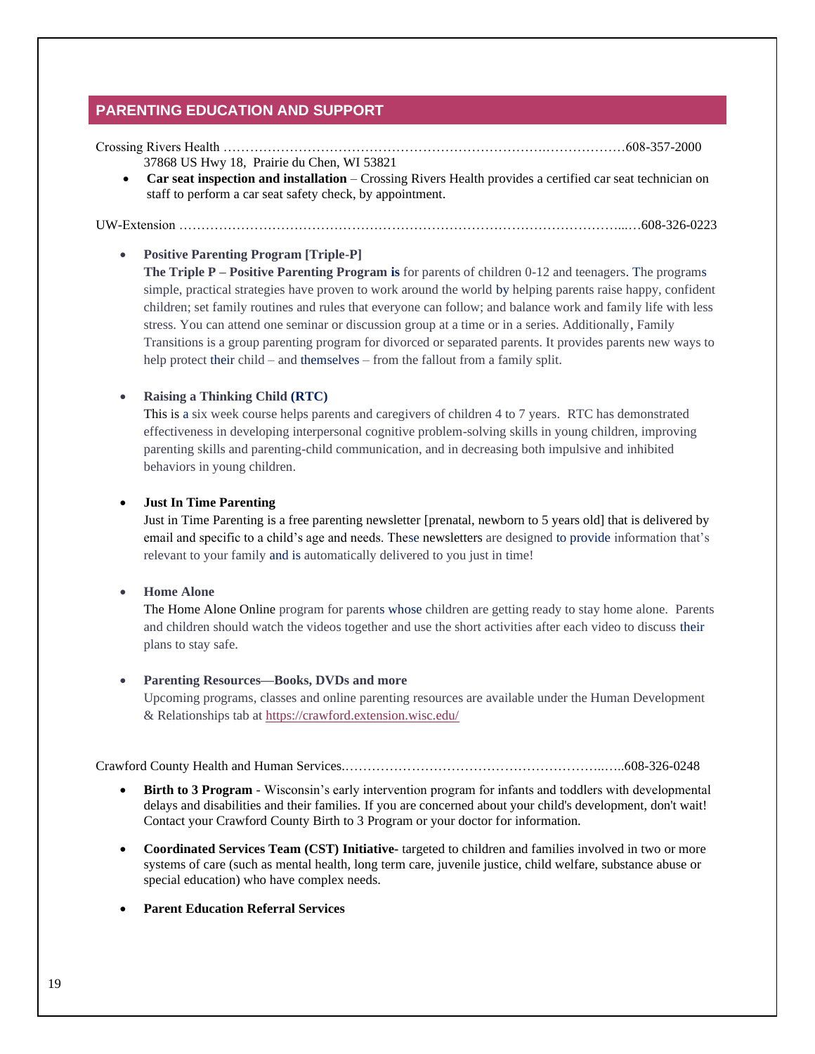## PARENTING EDUCATION AND SUPPORT

Crossing Rivers Health ……………………………………………………………….………………608-357-2000
37868 US Hwy 18, Prairie du Chen, WI 53821

- **Car seat inspection and installation** – Crossing Rivers Health provides a certified car seat technician on staff to perform a car seat safety check, by appointment.

UW-Extension ……………………………………………………………………………………...…608-326-0223

- **Positive Parenting Program [Triple-P]**
  **The Triple P – Positive Parenting Program is** for parents of children 0-12 and teenagers. The programs simple, practical strategies have proven to work around the world by helping parents raise happy, confident children; set family routines and rules that everyone can follow; and balance work and family life with less stress. You can attend one seminar or discussion group at a time or in a series. Additionally, Family Transitions is a group parenting program for divorced or separated parents. It provides parents new ways to help protect their child – and themselves – from the fallout from a family split.

- **Raising a Thinking Child (RTC)**
  This is a six week course helps parents and caregivers of children 4 to 7 years. RTC has demonstrated effectiveness in developing interpersonal cognitive problem-solving skills in young children, improving parenting skills and parenting-child communication, and in decreasing both impulsive and inhibited behaviors in young children.

- **Just In Time Parenting**
  Just in Time Parenting is a free parenting newsletter [prenatal, newborn to 5 years old] that is delivered by email and specific to a child's age and needs. These newsletters are designed to provide information that's relevant to your family and is automatically delivered to you just in time!

- **Home Alone**
  The Home Alone Online program for parents whose children are getting ready to stay home alone. Parents and children should watch the videos together and use the short activities after each video to discuss their plans to stay safe.

- **Parenting Resources—Books, DVDs and more**
  Upcoming programs, classes and online parenting resources are available under the Human Development & Relationships tab at https://crawford.extension.wisc.edu/

Crawford County Health and Human Services.…………………………………………………..…..608-326-0248

- **Birth to 3 Program** - Wisconsin's early intervention program for infants and toddlers with developmental delays and disabilities and their families. If you are concerned about your child's development, don't wait! Contact your Crawford County Birth to 3 Program or your doctor for information.

- **Coordinated Services Team (CST) Initiative-** targeted to children and families involved in two or more systems of care (such as mental health, long term care, juvenile justice, child welfare, substance abuse or special education) who have complex needs.

- **Parent Education Referral Services**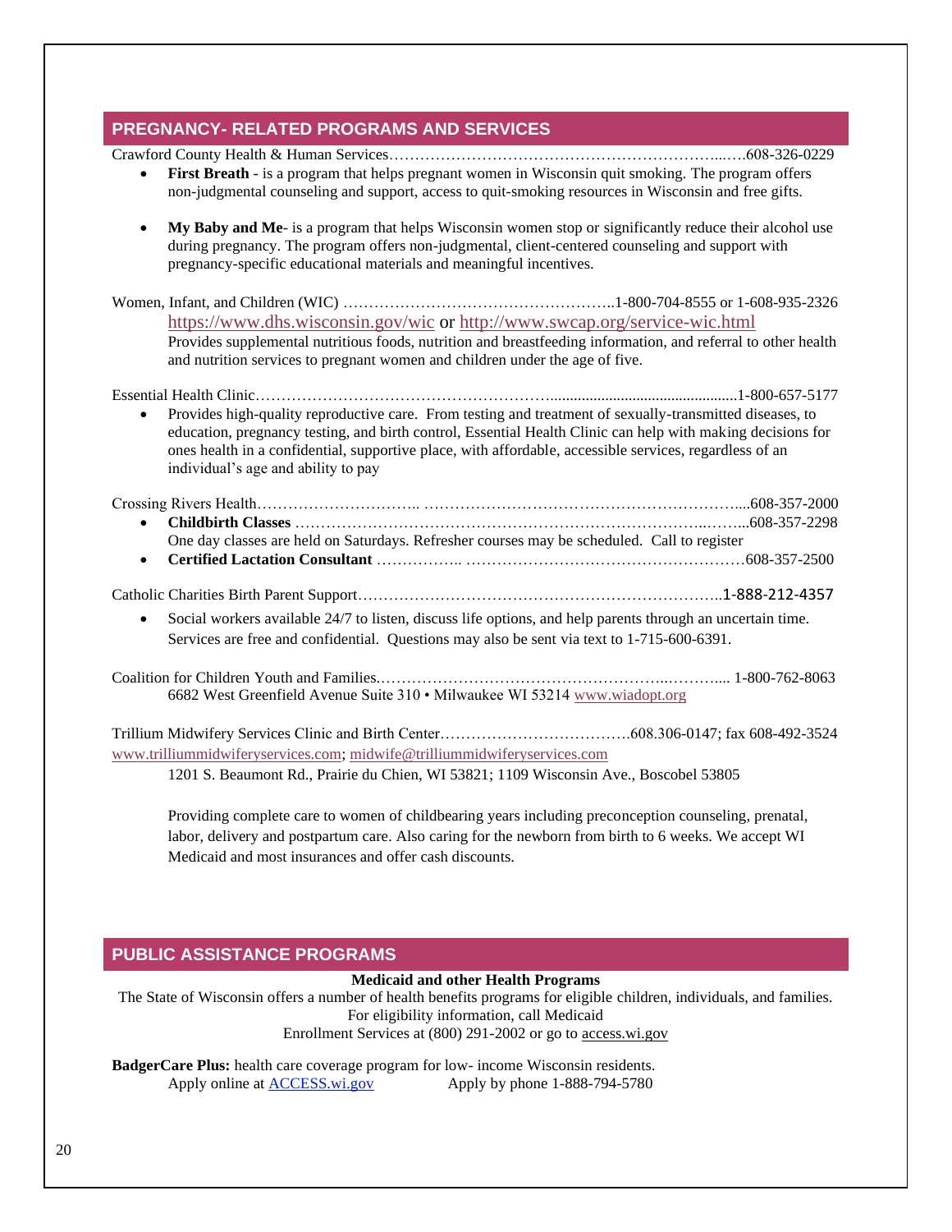## PREGNANCY- RELATED PROGRAMS AND SERVICES

Crawford County Health & Human Services……………………………………………………...….608-326-0229

- **First Breath** - is a program that helps pregnant women in Wisconsin quit smoking. The program offers non-judgmental counseling and support, access to quit-smoking resources in Wisconsin and free gifts.
- **My Baby and Me**- is a program that helps Wisconsin women stop or significantly reduce their alcohol use during pregnancy. The program offers non-judgmental, client-centered counseling and support with pregnancy-specific educational materials and meaningful incentives.

Women, Infant, and Children (WIC) ……………………………………………..1-800-704-8555 or 1-608-935-2326

https://www.dhs.wisconsin.gov/wic or http://www.swcap.org/service-wic.html

Provides supplemental nutritious foods, nutrition and breastfeeding information, and referral to other health and nutrition services to pregnant women and children under the age of five.

Essential Health Clinic…………………………………………………...............................................1-800-657-5177

- Provides high-quality reproductive care. From testing and treatment of sexually-transmitted diseases, to education, pregnancy testing, and birth control, Essential Health Clinic can help with making decisions for ones health in a confidential, supportive place, with affordable, accessible services, regardless of an individual's age and ability to pay

Crossing Rivers Health………………………….. ……………………………………………………....608-357-2000

- **Childbirth Classes** ……………………………………………………………………..……...608-357-2298
  One day classes are held on Saturdays. Refresher courses may be scheduled. Call to register
- **Certified Lactation Consultant** …………….. ………………………………………………608-357-2500

Catholic Charities Birth Parent Support……………………………………………………………..1-888-212-4357

- Social workers available 24/7 to listen, discuss life options, and help parents through an uncertain time. Services are free and confidential. Questions may also be sent via text to 1-715-600-6391.

Coalition for Children Youth and Families.………………………………………………..………... 1-800-762-8063

6682 West Greenfield Avenue Suite 310 • Milwaukee WI 53214 www.wiadopt.org

Trillium Midwifery Services Clinic and Birth Center……………………………….608.306-0147; fax 608-492-3524

www.trilliummidwiferyservices.com; midwife@trilliummidwiferyservices.com

1201 S. Beaumont Rd., Prairie du Chien, WI 53821; 1109 Wisconsin Ave., Boscobel 53805

Providing complete care to women of childbearing years including preconception counseling, prenatal, labor, delivery and postpartum care. Also caring for the newborn from birth to 6 weeks. We accept WI Medicaid and most insurances and offer cash discounts.

## PUBLIC ASSISTANCE PROGRAMS

**Medicaid and other Health Programs**

The State of Wisconsin offers a number of health benefits programs for eligible children, individuals, and families. For eligibility information, call Medicaid Enrollment Services at (800) 291-2002 or go to access.wi.gov

**BadgerCare Plus:** health care coverage program for low- income Wisconsin residents.

Apply online at ACCESS.wi.gov Apply by phone 1-888-794-5780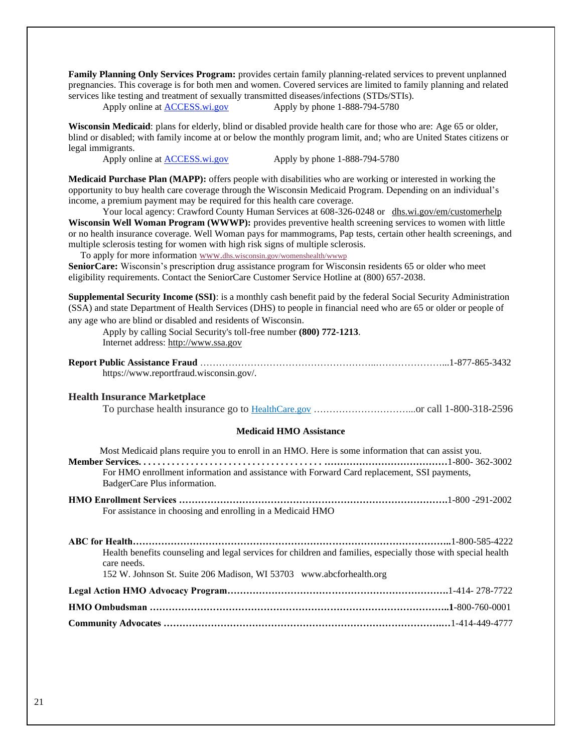**Family Planning Only Services Program:** provides certain family planning-related services to prevent unplanned pregnancies. This coverage is for both men and women. Covered services are limited to family planning and related services like testing and treatment of sexually transmitted diseases/infections (STDs/STIs).

Apply online at [ACCESS.wi.gov](ACCESS.wi.gov)    Apply by phone 1-888-794-5780

**Wisconsin Medicaid**: plans for elderly, blind or disabled provide health care for those who are: Age 65 or older, blind or disabled; with family income at or below the monthly program limit, and; who are United States citizens or legal immigrants.

Apply online at [ACCESS.wi.gov](ACCESS.wi.gov)    Apply by phone 1-888-794-5780

**Medicaid Purchase Plan (MAPP):** offers people with disabilities who are working or interested in working the opportunity to buy health care coverage through the Wisconsin Medicaid Program. Depending on an individual's income, a premium payment may be required for this health care coverage.

Your local agency: Crawford County Human Services at 608-326-0248 or dhs.wi.gov/em/customerhelp

**Wisconsin Well Woman Program (WWWP):** provides preventive health screening services to women with little or no health insurance coverage. Well Woman pays for mammograms, Pap tests, certain other health screenings, and multiple sclerosis testing for women with high risk signs of multiple sclerosis.

To apply for more information www.dhs.wisconsin.gov/womenshealth/wwwp

**SeniorCare:** Wisconsin's prescription drug assistance program for Wisconsin residents 65 or older who meet eligibility requirements. Contact the SeniorCare Customer Service Hotline at (800) 657-2038.

**Supplemental Security Income (SSI)**: is a monthly cash benefit paid by the federal Social Security Administration (SSA) and state Department of Health Services (DHS) to people in financial need who are 65 or older or people of any age who are blind or disabled and residents of Wisconsin.

Apply by calling Social Security's toll-free number **(800) 772-1213**.
Internet address: http://www.ssa.gov

**Report Public Assistance Fraud** ………………………………………………..…………………...1-877-865-3432
https://www.reportfraud.wisconsin.gov/.

## Health Insurance Marketplace

To purchase health insurance go to [HealthCare.gov](HealthCare.gov) …………………………...or call 1-800-318-2596

### Medicaid HMO Assistance

Most Medicaid plans require you to enroll in an HMO. Here is some information that can assist you.

**Member Services. . . . . . . . . . . . . . . . . . . . . . . . . . . . . . . . . . . . . . . ..…………………………………**1-800- 362-3002
For HMO enrollment information and assistance with Forward Card replacement, SSI payments, BadgerCare Plus information.

**HMO Enrollment Services ………………………………………………………………………….**1-800 -291-2002
For assistance in choosing and enrolling in a Medicaid HMO

**ABC for Health………………………………………………………………………………………..**1-800-585-4222
Health benefits counseling and legal services for children and families, especially those with special health care needs.
152 W. Johnson St. Suite 206 Madison, WI 53703   www.abcforhealth.org

**Legal Action HMO Advocacy Program…………………………………………………………….**1-414- 278-7722

**HMO Ombudsman ………………………………………………………………………………..1**-800-760-0001

**Community Advocates ……………………………………………………………………………**…1-414-449-4777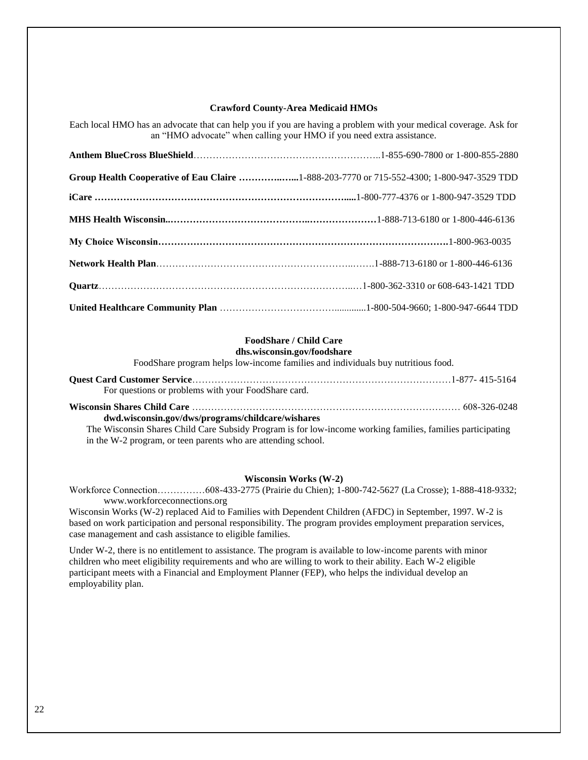### Crawford County-Area Medicaid HMOs

Each local HMO has an advocate that can help you if you are having a problem with your medical coverage. Ask for an "HMO advocate" when calling your HMO if you need extra assistance.

**Anthem BlueCross BlueShield**……………………………………………………..1-855-690-7800 or 1-800-855-2880

**Group Health Cooperative of Eau Claire ………..…...**1-888-203-7770 or 715-552-4300; 1-800-947-3529 TDD

**iCare ……………………………………………………………………....**1-800-777-4376 or 1-800-947-3529 TDD

**MHS Health Wisconsin..……………………………………..…………………**1-888-713-6180 or 1-800-446-6136

**My Choice Wisconsin……………………………………………………………………………….**1-800-963-0035

**Network Health Plan**……………………………………………………..…….1-888-713-6180 or 1-800-446-6136

**Quartz**……………………………………………………………………..…1-800-362-3310 or 608-643-1421 TDD

**United Healthcare Community Plan** ……………………………….............1-800-504-9660; 1-800-947-6644 TDD

### FoodShare / Child Care

**dhs.wisconsin.gov/foodshare**

FoodShare program helps low-income families and individuals buy nutritious food.

**Quest Card Customer Service**…………………………………………………………………………1-877- 415-5164

For questions or problems with your FoodShare card.

**Wisconsin Shares Child Care** ………………………………………………………………………… 608-326-0248

**dwd.wisconsin.gov/dws/programs/childcare/wishares**

The Wisconsin Shares Child Care Subsidy Program is for low-income working families, families participating in the W-2 program, or teen parents who are attending school.

### Wisconsin Works (W-2)

Workforce Connection……………608-433-2775 (Prairie du Chien); 1-800-742-5627 (La Crosse); 1-888-418-9332; www.workforceconnections.org

Wisconsin Works (W-2) replaced Aid to Families with Dependent Children (AFDC) in September, 1997. W-2 is based on work participation and personal responsibility. The program provides employment preparation services, case management and cash assistance to eligible families.

Under W-2, there is no entitlement to assistance. The program is available to low-income parents with minor children who meet eligibility requirements and who are willing to work to their ability. Each W-2 eligible participant meets with a Financial and Employment Planner (FEP), who helps the individual develop an employability plan.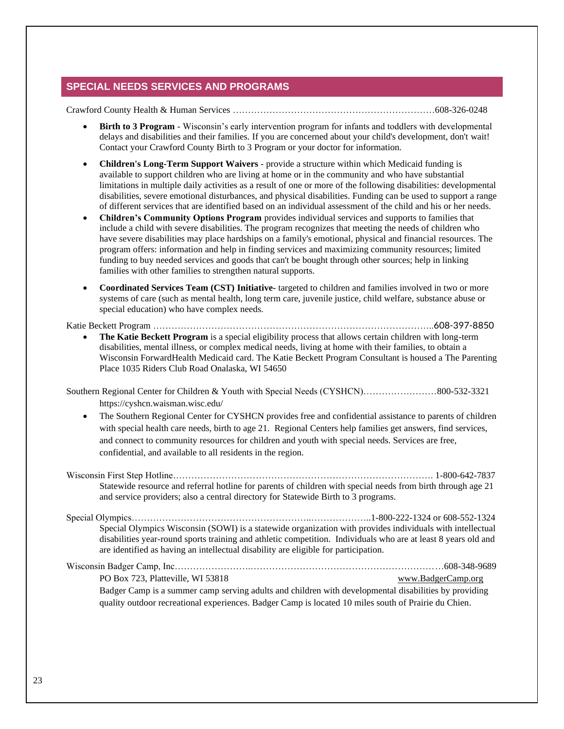## SPECIAL NEEDS SERVICES AND PROGRAMS

Crawford County Health & Human Services ………………………………………………………… 608-326-0248

- **Birth to 3 Program** - Wisconsin's early intervention program for infants and toddlers with developmental delays and disabilities and their families. If you are concerned about your child's development, don't wait! Contact your Crawford County Birth to 3 Program or your doctor for information.
- **Children's Long-Term Support Waivers** - provide a structure within which Medicaid funding is available to support children who are living at home or in the community and who have substantial limitations in multiple daily activities as a result of one or more of the following disabilities: developmental disabilities, severe emotional disturbances, and physical disabilities. Funding can be used to support a range of different services that are identified based on an individual assessment of the child and his or her needs.
- **Children's Community Options Program** provides individual services and supports to families that include a child with severe disabilities. The program recognizes that meeting the needs of children who have severe disabilities may place hardships on a family's emotional, physical and financial resources. The program offers: information and help in finding services and maximizing community resources; limited funding to buy needed services and goods that can't be bought through other sources; help in linking families with other families to strengthen natural supports.
- **Coordinated Services Team (CST) Initiative**- targeted to children and families involved in two or more systems of care (such as mental health, long term care, juvenile justice, child welfare, substance abuse or special education) who have complex needs.

Katie Beckett Program …………………………………………………………………………….. 608-397-8850

- **The Katie Beckett Program** is a special eligibility process that allows certain children with long-term disabilities, mental illness, or complex medical needs, living at home with their families, to obtain a Wisconsin ForwardHealth Medicaid card. The Katie Beckett Program Consultant is housed a The Parenting Place 1035 Riders Club Road Onalaska, WI 54650

Southern Regional Center for Children & Youth with Special Needs (CYSHCN)…………………… 800-532-3321
https://cyshcn.waisman.wisc.edu/

- The Southern Regional Center for CYSHCN provides free and confidential assistance to parents of children with special health care needs, birth to age 21. Regional Centers help families get answers, find services, and connect to community resources for children and youth with special needs. Services are free, confidential, and available to all residents in the region.

Wisconsin First Step Hotline………………………………………………………………………. 1-800-642-7837
Statewide resource and referral hotline for parents of children with special needs from birth through age 21 and service providers; also a central directory for Statewide Birth to 3 programs.

Special Olympics…………………………………………………..………………..1-800-222-1324 or 608-552-1324
Special Olympics Wisconsin (SOWI) is a statewide organization with provides individuals with intellectual disabilities year-round sports training and athletic competition. Individuals who are at least 8 years old and are identified as having an intellectual disability are eligible for participation.

Wisconsin Badger Camp, Inc…………………….……………………………………………………… 608-348-9689
PO Box 723, Platteville, WI 53818 www.BadgerCamp.org
Badger Camp is a summer camp serving adults and children with developmental disabilities by providing quality outdoor recreational experiences. Badger Camp is located 10 miles south of Prairie du Chien.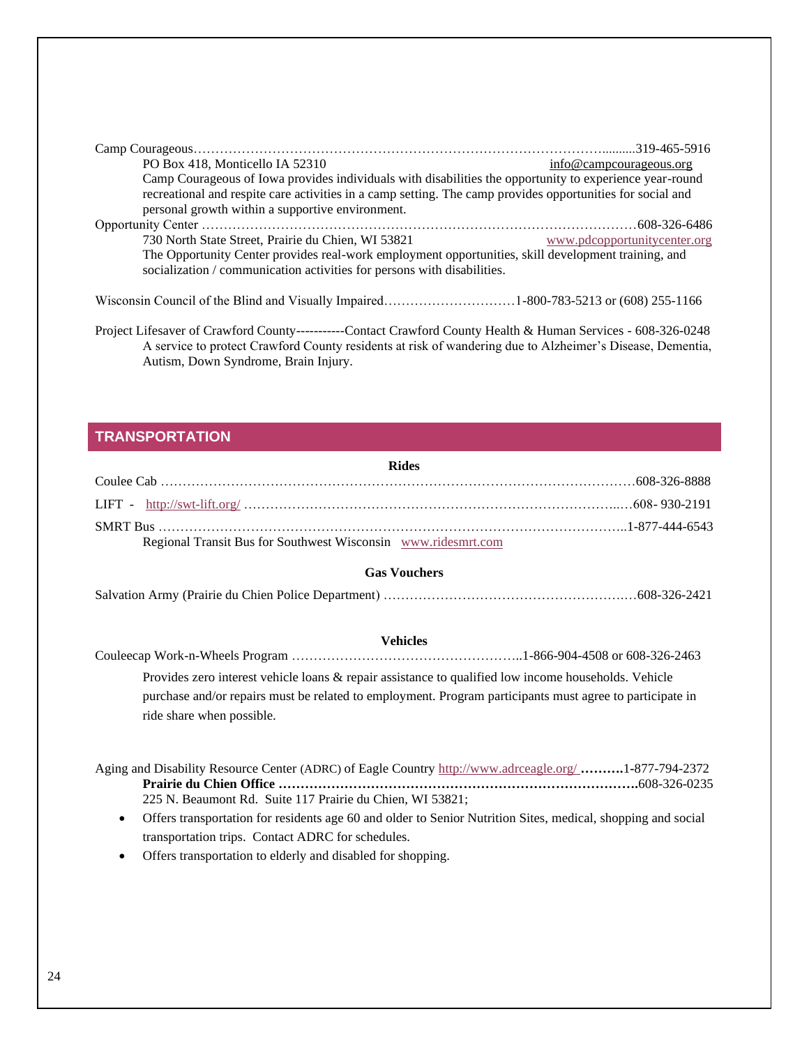Camp Courageous……………………………………………………………………………………….........319-465-5916
PO Box 418, Monticello IA 52310 info@campcourageous.org
Camp Courageous of Iowa provides individuals with disabilities the opportunity to experience year-round recreational and respite care activities in a camp setting. The camp provides opportunities for social and personal growth within a supportive environment.

Opportunity Center ………………………………………………………………………………………608-326-6486
730 North State Street, Prairie du Chien, WI 53821 www.pdcopportunitycenter.org
The Opportunity Center provides real-work employment opportunities, skill development training, and socialization / communication activities for persons with disabilities.

Wisconsin Council of the Blind and Visually Impaired…………………………1-800-783-5213 or (608) 255-1166

Project Lifesaver of Crawford County-----------Contact Crawford County Health & Human Services - 608-326-0248
A service to protect Crawford County residents at risk of wandering due to Alzheimer's Disease, Dementia, Autism, Down Syndrome, Brain Injury.

## TRANSPORTATION

### Rides

Coulee Cab ……………………………………………………………………………………………608-326-8888

LIFT - http://swt-lift.org/ ……………………………………………………………………………..…608- 930-2191

SMRT Bus ……………………………………………………………………………………………..1-877-444-6543
Regional Transit Bus for Southwest Wisconsin www.ridesmrt.com

### Gas Vouchers

Salvation Army (Prairie du Chien Police Department) ……………………………………………….…608-326-2421

### Vehicles

Couleecap Work-n-Wheels Program ……………………………………………..1-866-904-4508 or 608-326-2463
Provides zero interest vehicle loans & repair assistance to qualified low income households. Vehicle purchase and/or repairs must be related to employment. Program participants must agree to participate in ride share when possible.

Aging and Disability Resource Center (ADRC) of Eagle Country http://www.adrceagle.org/ **……….**1-877-794-2372
**Prairie du Chien Office ……………………………………………………………………….**608-326-0235
225 N. Beaumont Rd. Suite 117 Prairie du Chien, WI 53821;

- Offers transportation for residents age 60 and older to Senior Nutrition Sites, medical, shopping and social transportation trips. Contact ADRC for schedules.
- Offers transportation to elderly and disabled for shopping.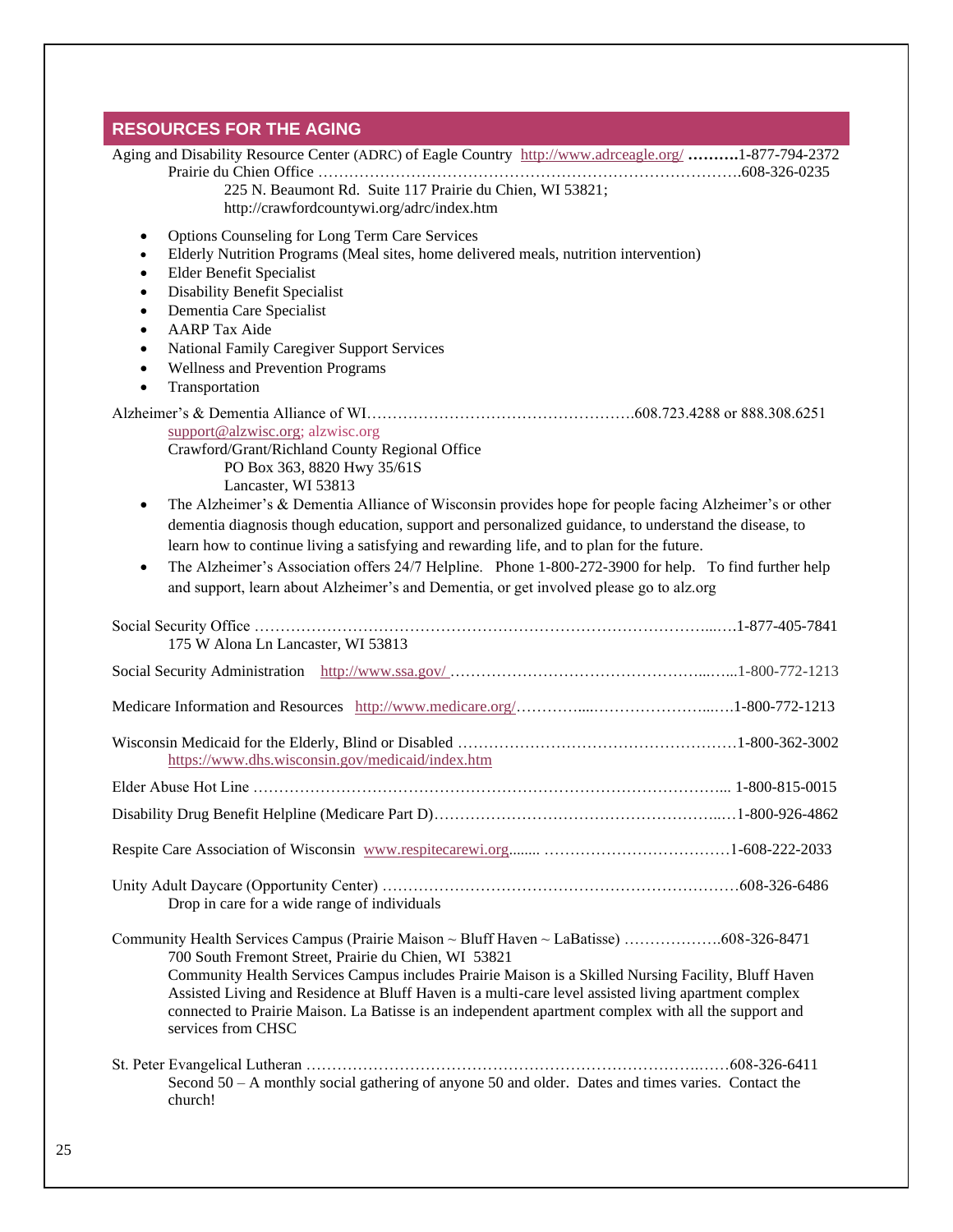## RESOURCES FOR THE AGING

Aging and Disability Resource Center (ADRC) of Eagle Country http://www.adrceagle.org/ **……….**1-877-794-2372

Prairie du Chien Office ……………………………………………………………………….608-326-0235

225 N. Beaumont Rd. Suite 117 Prairie du Chien, WI 53821;
http://crawfordcountywi.org/adrc/index.htm

- Options Counseling for Long Term Care Services
- Elderly Nutrition Programs (Meal sites, home delivered meals, nutrition intervention)
- Elder Benefit Specialist
- Disability Benefit Specialist
- Dementia Care Specialist
- AARP Tax Aide
- National Family Caregiver Support Services
- Wellness and Prevention Programs
- Transportation

Alzheimer's & Dementia Alliance of WI…………………………………………….608.723.4288 or 888.308.6251

support@alzwisc.org; alzwisc.org
Crawford/Grant/Richland County Regional Office
PO Box 363, 8820 Hwy 35/61S
Lancaster, WI 53813

- The Alzheimer's & Dementia Alliance of Wisconsin provides hope for people facing Alzheimer's or other dementia diagnosis though education, support and personalized guidance, to understand the disease, to learn how to continue living a satisfying and rewarding life, and to plan for the future.
- The Alzheimer's Association offers 24/7 Helpline. Phone 1-800-272-3900 for help. To find further help and support, learn about Alzheimer's and Dementia, or get involved please go to alz.org

Social Security Office ……………………………………………………………………...….1-877-405-7841
175 W Alona Ln Lancaster, WI 53813

Social Security Administration http://www.ssa.gov/ ……………………………………………...…...1-800-772-1213

Medicare Information and Resources http://www.medicare.org/…………....…………………...….1-800-772-1213

Wisconsin Medicaid for the Elderly, Blind or Disabled ………………………………………………1-800-362-3002
https://www.dhs.wisconsin.gov/medicaid/index.htm

Elder Abuse Hot Line ……………………………………………………………………………... 1-800-815-0015

Disability Drug Benefit Helpline (Medicare Part D)……………………………………………..…1-800-926-4862

Respite Care Association of Wisconsin www.respitecarewi.org........ ………………………………1-608-222-2033

Unity Adult Daycare (Opportunity Center) ……………………………………………………………608-326-6486
Drop in care for a wide range of individuals

Community Health Services Campus (Prairie Maison ~ Bluff Haven ~ LaBatisse) ……………….608-326-8471
700 South Fremont Street, Prairie du Chien, WI 53821
Community Health Services Campus includes Prairie Maison is a Skilled Nursing Facility, Bluff Haven Assisted Living and Residence at Bluff Haven is a multi-care level assisted living apartment complex connected to Prairie Maison. La Batisse is an independent apartment complex with all the support and services from CHSC

St. Peter Evangelical Lutheran …………………………………………………………………..……608-326-6411
Second 50 – A monthly social gathering of anyone 50 and older. Dates and times varies. Contact the church!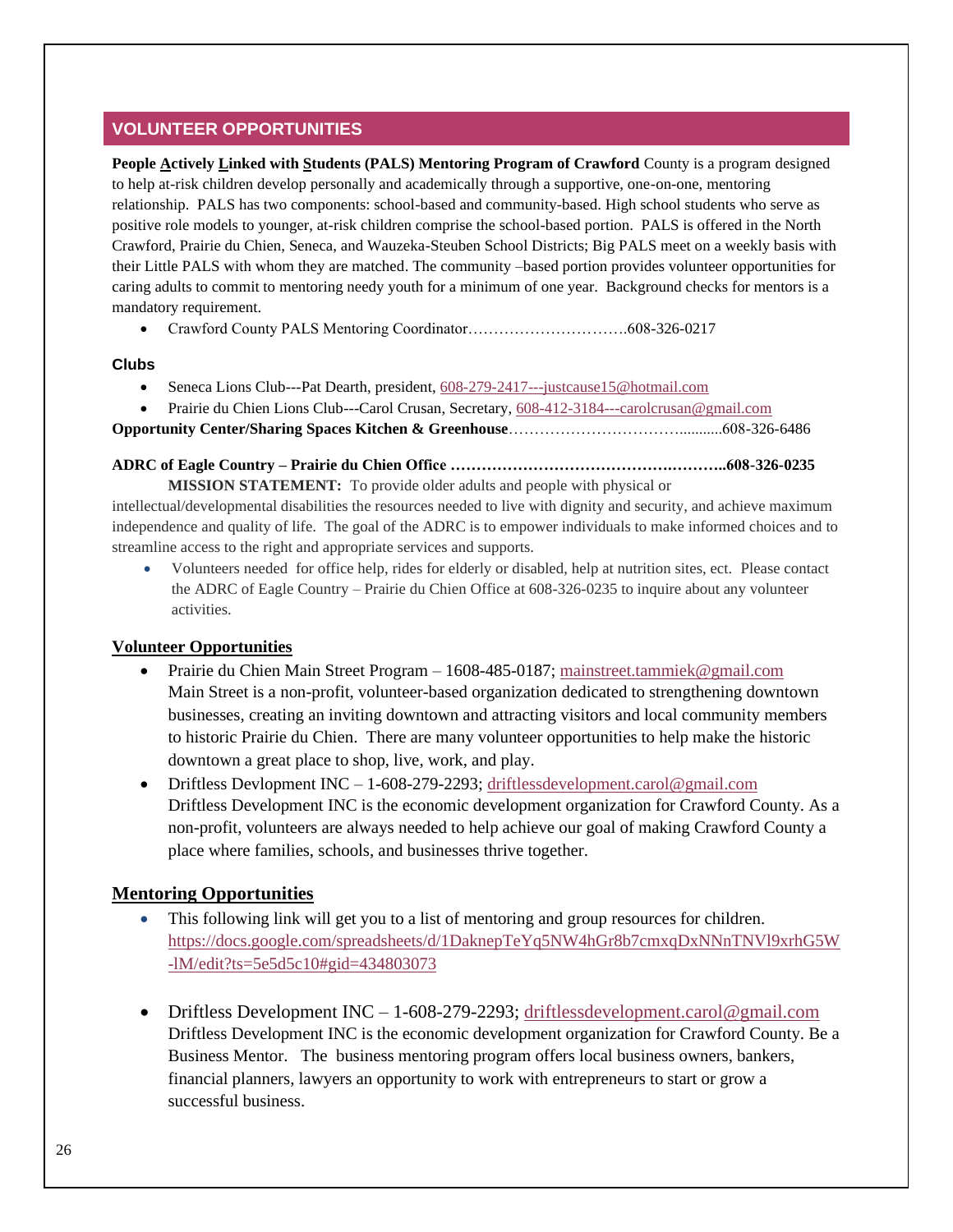## VOLUNTEER OPPORTUNITIES

**People Actively Linked with Students (PALS) Mentoring Program of Crawford** County is a program designed to help at-risk children develop personally and academically through a supportive, one-on-one, mentoring relationship. PALS has two components: school-based and community-based. High school students who serve as positive role models to younger, at-risk children comprise the school-based portion. PALS is offered in the North Crawford, Prairie du Chien, Seneca, and Wauzeka-Steuben School Districts; Big PALS meet on a weekly basis with their Little PALS with whom they are matched. The community –based portion provides volunteer opportunities for caring adults to commit to mentoring needy youth for a minimum of one year. Background checks for mentors is a mandatory requirement.

- Crawford County PALS Mentoring Coordinator………………………….608-326-0217

### Clubs

- Seneca Lions Club---Pat Dearth, president, 608-279-2417---justcause15@hotmail.com
- Prairie du Chien Lions Club---Carol Crusan, Secretary, 608-412-3184---carolcrusan@gmail.com

**Opportunity Center/Sharing Spaces Kitchen & Greenhouse**………………………………..........608-326-6486

**ADRC of Eagle Country – Prairie du Chien Office ……………………………………….……..608-326-0235**

**MISSION STATEMENT:** To provide older adults and people with physical or intellectual/developmental disabilities the resources needed to live with dignity and security, and achieve maximum independence and quality of life. The goal of the ADRC is to empower individuals to make informed choices and to streamline access to the right and appropriate services and supports.

- Volunteers needed for office help, rides for elderly or disabled, help at nutrition sites, ect. Please contact the ADRC of Eagle Country – Prairie du Chien Office at 608-326-0235 to inquire about any volunteer activities.

### Volunteer Opportunities

- Prairie du Chien Main Street Program – 1608-485-0187; mainstreet.tammiek@gmail.com
  Main Street is a non-profit, volunteer-based organization dedicated to strengthening downtown businesses, creating an inviting downtown and attracting visitors and local community members to historic Prairie du Chien. There are many volunteer opportunities to help make the historic downtown a great place to shop, live, work, and play.
- Driftless Devlopment INC – 1-608-279-2293; driftlessdevelopment.carol@gmail.com
  Driftless Development INC is the economic development organization for Crawford County. As a non-profit, volunteers are always needed to help achieve our goal of making Crawford County a place where families, schools, and businesses thrive together.

### Mentoring Opportunities

- This following link will get you to a list of mentoring and group resources for children.
  https://docs.google.com/spreadsheets/d/1DaknepTeYq5NW4hGr8b7cmxqDxNNnTNVl9xrhG5W-lM/edit?ts=5e5d5c10#gid=434803073
- Driftless Development INC – 1-608-279-2293; driftlessdevelopment.carol@gmail.com
  Driftless Development INC is the economic development organization for Crawford County. Be a Business Mentor. The business mentoring program offers local business owners, bankers, financial planners, lawyers an opportunity to work with entrepreneurs to start or grow a successful business.